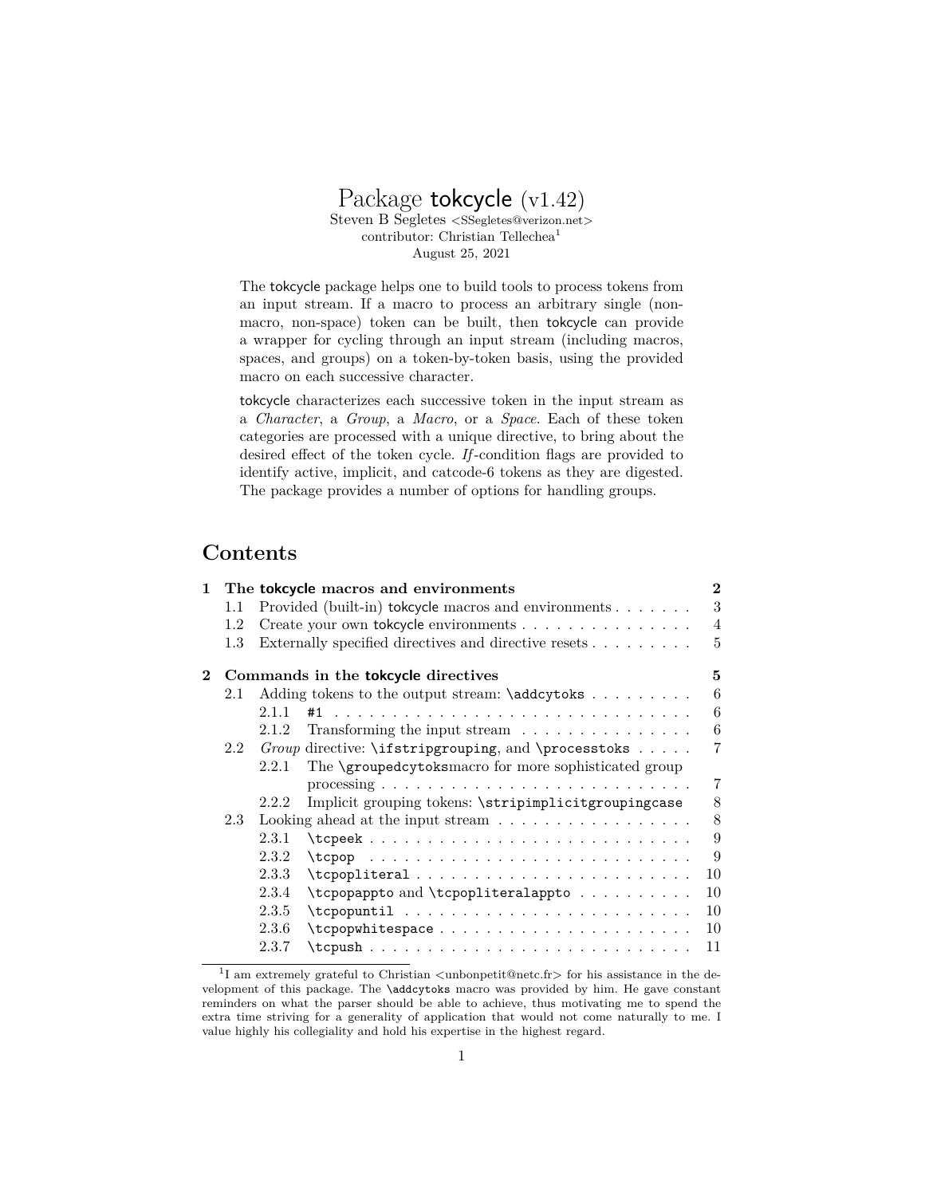# Package tokcycle (v1.42)

Steven B Segletes <SSegletes@verizon.net>
contributor: Christian Tellechea[1]
August 25, 2021

The tokcycle package helps one to build tools to process tokens from an input stream. If a macro to process an arbitrary single (non-macro, non-space) token can be built, then tokcycle can provide a wrapper for cycling through an input stream (including macros, spaces, and groups) on a token-by-token basis, using the provided macro on each successive character.

tokcycle characterizes each successive token in the input stream as a *Character*, a *Group*, a *Macro*, or a *Space*. Each of these token categories are processed with a unique directive, to bring about the desired effect of the token cycle. *If*-condition flags are provided to identify active, implicit, and catcode-6 tokens as they are digested. The package provides a number of options for handling groups.

## Contents

- **1 The tokcycle macros and environments** — 2
  - 1.1 Provided (built-in) tokcycle macros and environments — 3
  - 1.2 Create your own tokcycle environments — 4
  - 1.3 Externally specified directives and directive resets — 5
- **2 Commands in the tokcycle directives** — 5
  - 2.1 Adding tokens to the output stream: `\addcytoks` — 6
    - 2.1.1 `#1` — 6
    - 2.1.2 Transforming the input stream — 6
  - 2.2 *Group* directive: `\ifstripgrouping`, and `\processtoks` — 7
    - 2.2.1 The `\groupedcytoks`macro for more sophisticated group processing — 7
    - 2.2.2 Implicit grouping tokens: `\stripimplicitgroupingcase` — 8
  - 2.3 Looking ahead at the input stream — 8
    - 2.3.1 `\tcpeek` — 9
    - 2.3.2 `\tcpop` — 9
    - 2.3.3 `\tcpopliteral` — 10
    - 2.3.4 `\tcpopappto` and `\tcpopliteralappto` — 10
    - 2.3.5 `\tcpopuntil` — 10
    - 2.3.6 `\tcpopwhitespace` — 10
    - 2.3.7 `\tcpush` — 11

[1] I am extremely grateful to Christian <unbonpetit@netc.fr> for his assistance in the development of this package. The `\addcytoks` macro was provided by him. He gave constant reminders on what the parser should be able to achieve, thus motivating me to spend the extra time striving for a generality of application that would not come naturally to me. I value highly his collegiality and hold his expertise in the highest regard.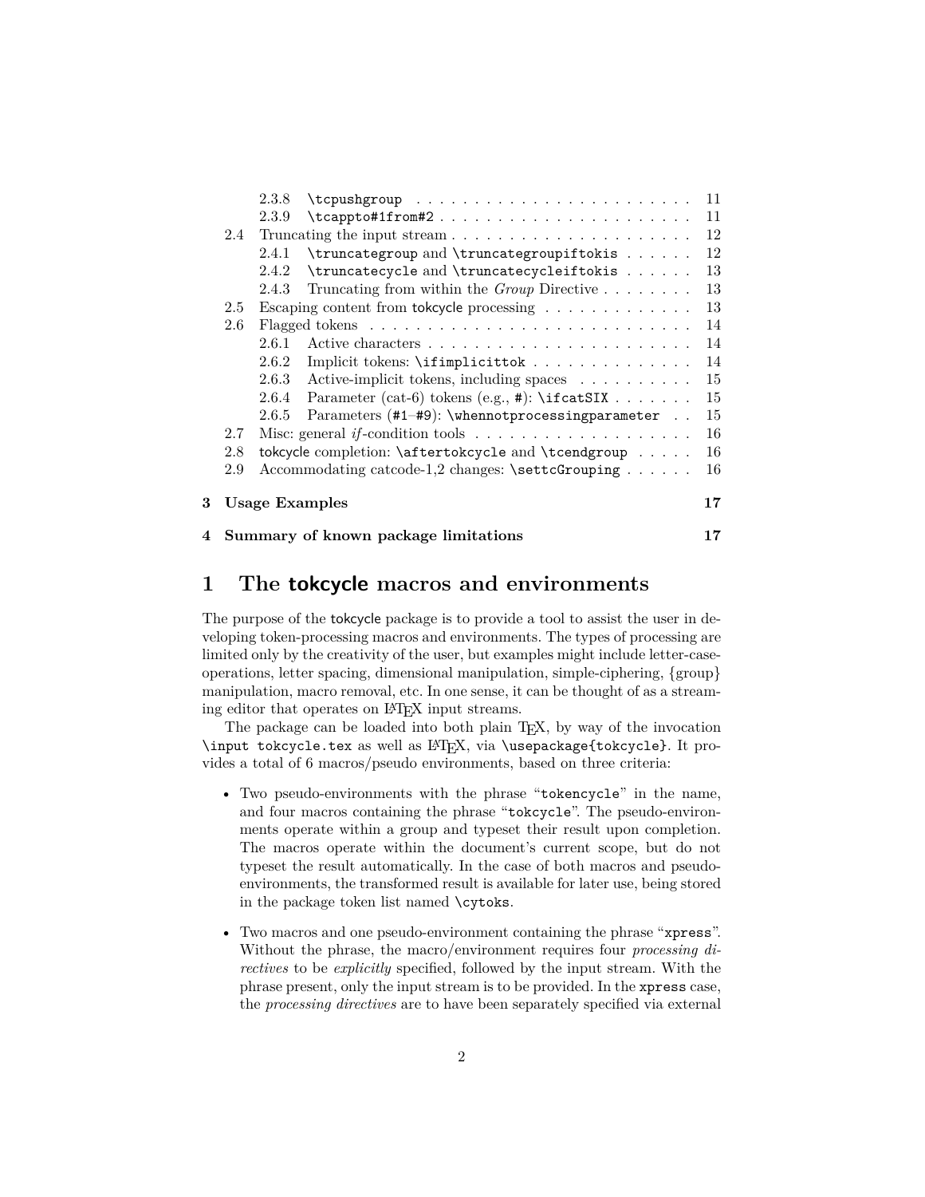2.3.8 `\tcpushgroup` . . . . . . . . . . . . . . . . . . . . . . . 11
2.3.9 `\tcappto#1from#2` . . . . . . . . . . . . . . . . . . . . . 11
2.4 Truncating the input stream . . . . . . . . . . . . . . . . . . . . 12
2.4.1 `\truncategroup` and `\truncategroupiftokis` . . . . . . 12
2.4.2 `\truncatecycle` and `\truncatecycleiftokis` . . . . . . 13
2.4.3 Truncating from within the *Group* Directive . . . . . . . . 13
2.5 Escaping content from tokcycle processing . . . . . . . . . . . . . 13
2.6 Flagged tokens . . . . . . . . . . . . . . . . . . . . . . . . . . . 14
2.6.1 Active characters . . . . . . . . . . . . . . . . . . . . . . . 14
2.6.2 Implicit tokens: `\ifimplicittok` . . . . . . . . . . . . . . 14
2.6.3 Active-implicit tokens, including spaces . . . . . . . . . . 15
2.6.4 Parameter (cat-6) tokens (e.g., `#`): `\ifcatSIX` . . . . . . . 15
2.6.5 Parameters (`#1`–`#9`): `\whennotprocessingparameter` . . 15
2.7 Misc: general *if*-condition tools . . . . . . . . . . . . . . . . . . . 16
2.8 tokcycle completion: `\aftertokcycle` and `\tcendgroup` . . . . . 16
2.9 Accommodating catcode-1,2 changes: `\settcGrouping` . . . . . . 16

**3 Usage Examples** **17**

**4 Summary of known package limitations** **17**

# 1 The tokcycle macros and environments

The purpose of the tokcycle package is to provide a tool to assist the user in developing token-processing macros and environments. The types of processing are limited only by the creativity of the user, but examples might include letter-case-operations, letter spacing, dimensional manipulation, simple-ciphering, {group} manipulation, macro removal, etc. In one sense, it can be thought of as a streaming editor that operates on LaTeX input streams.

The package can be loaded into both plain TeX, by way of the invocation `\input tokcycle.tex` as well as LaTeX, via `\usepackage{tokcycle}`. It provides a total of 6 macros/pseudo environments, based on three criteria:

- Two pseudo-environments with the phrase "`tokencycle`" in the name, and four macros containing the phrase "`tokcycle`". The pseudo-environments operate within a group and typeset their result upon completion. The macros operate within the document's current scope, but do not typeset the result automatically. In the case of both macros and pseudo-environments, the transformed result is available for later use, being stored in the package token list named `\cytoks`.
- Two macros and one pseudo-environment containing the phrase "`xpress`". Without the phrase, the macro/environment requires four *processing directives* to be *explicitly* specified, followed by the input stream. With the phrase present, only the input stream is to be provided. In the `xpress` case, the *processing directives* are to have been separately specified via external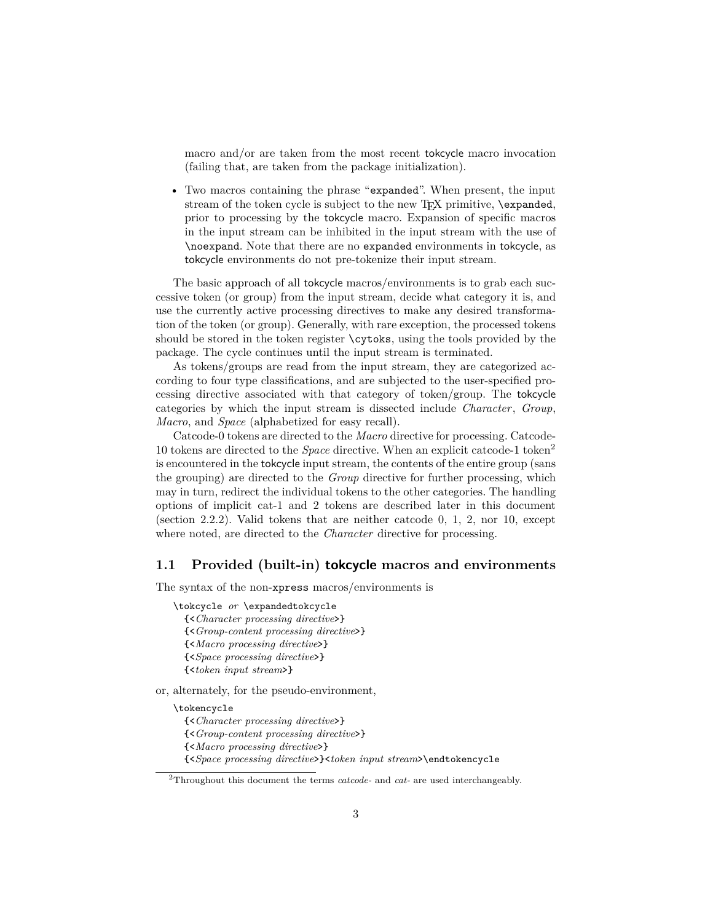macro and/or are taken from the most recent tokcycle macro invocation (failing that, are taken from the package initialization).

- Two macros containing the phrase "`expanded`". When present, the input stream of the token cycle is subject to the new TeX primitive, `\expanded`, prior to processing by the tokcycle macro. Expansion of specific macros in the input stream can be inhibited in the input stream with the use of `\noexpand`. Note that there are no `expanded` environments in tokcycle, as tokcycle environments do not pre-tokenize their input stream.

The basic approach of all tokcycle macros/environments is to grab each successive token (or group) from the input stream, decide what category it is, and use the currently active processing directives to make any desired transformation of the token (or group). Generally, with rare exception, the processed tokens should be stored in the token register `\cytoks`, using the tools provided by the package. The cycle continues until the input stream is terminated.

As tokens/groups are read from the input stream, they are categorized according to four type classifications, and are subjected to the user-specified processing directive associated with that category of token/group. The tokcycle categories by which the input stream is dissected include *Character*, *Group*, *Macro*, and *Space* (alphabetized for easy recall).

Catcode-0 tokens are directed to the *Macro* directive for processing. Catcode-10 tokens are directed to the *Space* directive. When an explicit catcode-1 token[2] is encountered in the tokcycle input stream, the contents of the entire group (sans the grouping) are directed to the *Group* directive for further processing, which may in turn, redirect the individual tokens to the other categories. The handling options of implicit cat-1 and 2 tokens are described later in this document (section 2.2.2). Valid tokens that are neither catcode 0, 1, 2, nor 10, except where noted, are directed to the *Character* directive for processing.

## 1.1 Provided (built-in) tokcycle macros and environments

The syntax of the non-`xpress` macros/environments is

```
\tokcycle or \expandedtokcycle
  {<Character processing directive>}
  {<Group-content processing directive>}
  {<Macro processing directive>}
  {<Space processing directive>}
  {<token input stream>}
```

or, alternately, for the pseudo-environment,

```
\tokencycle
  {<Character processing directive>}
  {<Group-content processing directive>}
  {<Macro processing directive>}
  {<Space processing directive>}<token input stream>\endtokencycle
```

[2] Throughout this document the terms *catcode-* and *cat-* are used interchangeably.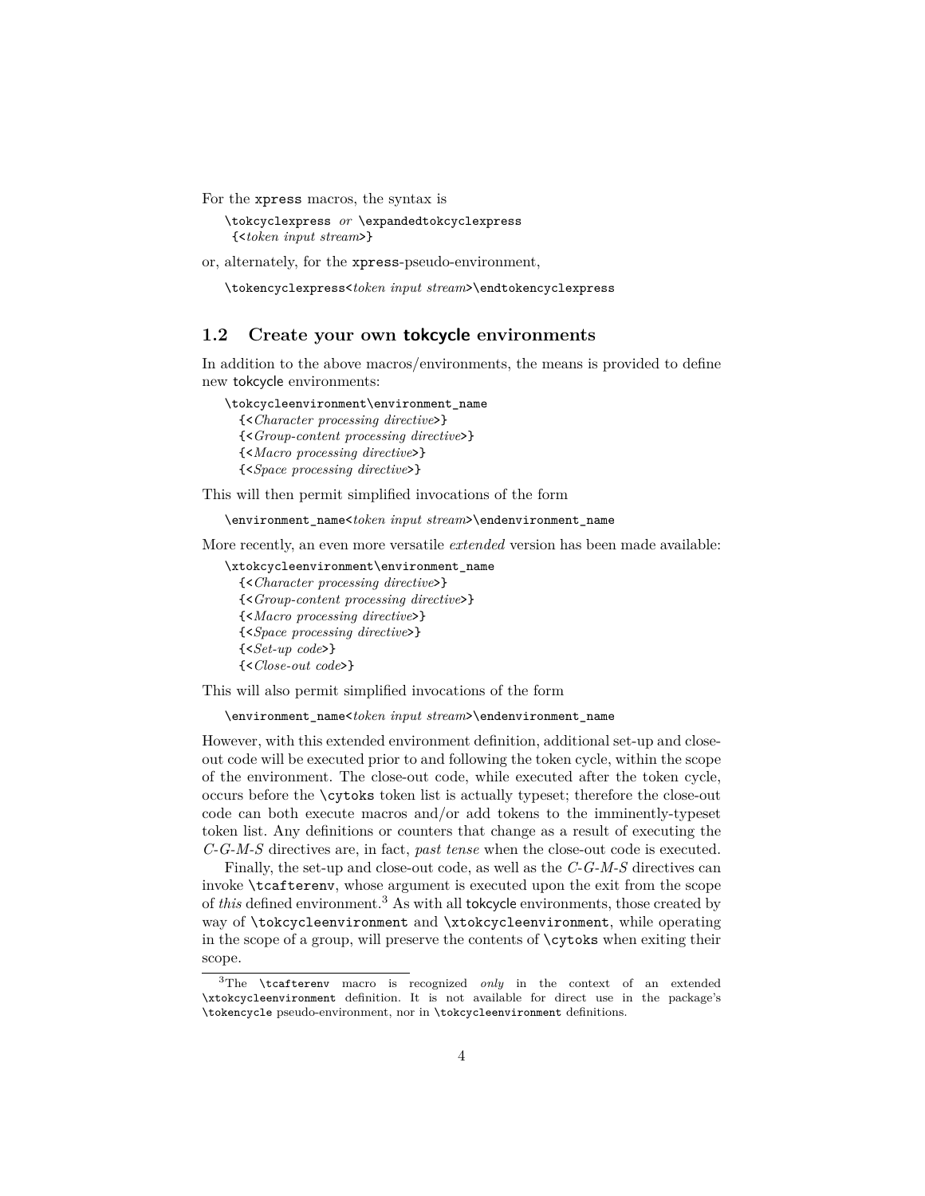For the `xpress` macros, the syntax is

```
\tokcyclexpress or \expandedtokcyclexpress
 {<token input stream>}
```

or, alternately, for the `xpress`-pseudo-environment,

```
\tokencyclexpress<token input stream>\endtokencyclexpress
```

## 1.2 Create your own tokcycle environments

In addition to the above macros/environments, the means is provided to define new tokcycle environments:

```
\tokcycleenvironment\environment_name
  {<Character processing directive>}
  {<Group-content processing directive>}
  {<Macro processing directive>}
  {<Space processing directive>}
```

This will then permit simplified invocations of the form

```
\environment_name<token input stream>\endenvironment_name
```

More recently, an even more versatile *extended* version has been made available:

```
\xtokcycleenvironment\environment_name
  {<Character processing directive>}
  {<Group-content processing directive>}
  {<Macro processing directive>}
  {<Space processing directive>}
  {<Set-up code>}
  {<Close-out code>}
```

This will also permit simplified invocations of the form

```
\environment_name<token input stream>\endenvironment_name
```

However, with this extended environment definition, additional set-up and close-out code will be executed prior to and following the token cycle, within the scope of the environment. The close-out code, while executed after the token cycle, occurs before the `\cytoks` token list is actually typeset; therefore the close-out code can both execute macros and/or add tokens to the imminently-typeset token list. Any definitions or counters that change as a result of executing the *C-G-M-S* directives are, in fact, *past tense* when the close-out code is executed.

Finally, the set-up and close-out code, as well as the *C-G-M-S* directives can invoke `\tcafterenv`, whose argument is executed upon the exit from the scope of *this* defined environment.[3] As with all tokcycle environments, those created by way of `\tokcycleenvironment` and `\xtokcycleenvironment`, while operating in the scope of a group, will preserve the contents of `\cytoks` when exiting their scope.

[3] The `\tcafterenv` macro is recognized *only* in the context of an extended `\xtokcycleenvironment` definition. It is not available for direct use in the package's `\tokencycle` pseudo-environment, nor in `\tokcycleenvironment` definitions.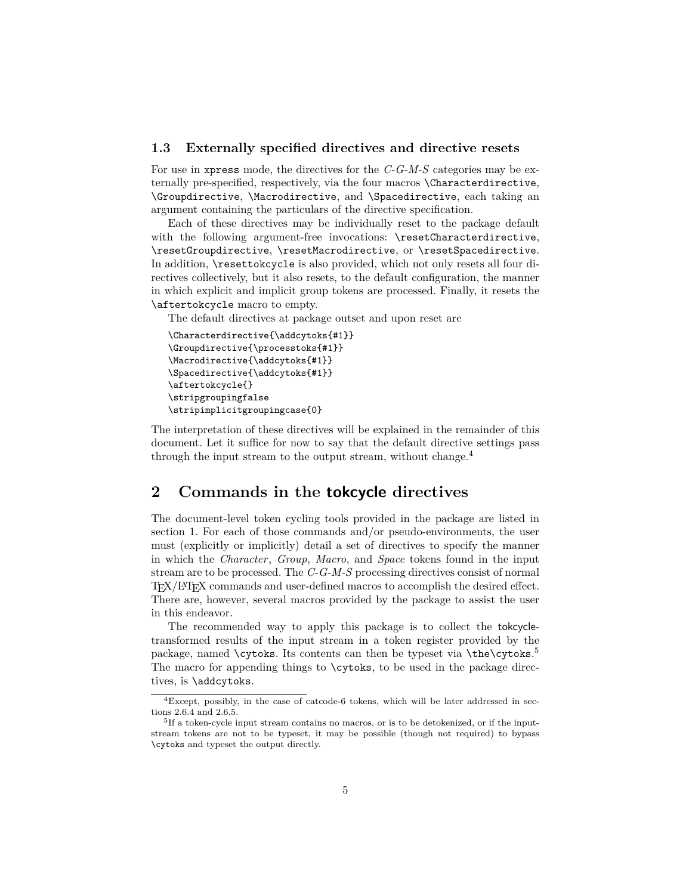### 1.3 Externally specified directives and directive resets

For use in `xpress` mode, the directives for the *C-G-M-S* categories may be externally pre-specified, respectively, via the four macros `\Characterdirective`, `\Groupdirective`, `\Macrodirective`, and `\Spacedirective`, each taking an argument containing the particulars of the directive specification.

Each of these directives may be individually reset to the package default with the following argument-free invocations: `\resetCharacterdirective`, `\resetGroupdirective`, `\resetMacrodirective`, or `\resetSpacedirective`. In addition, `\resettokcycle` is also provided, which not only resets all four directives collectively, but it also resets, to the default configuration, the manner in which explicit and implicit group tokens are processed. Finally, it resets the `\aftertokcycle` macro to empty.

The default directives at package outset and upon reset are

```
\Characterdirective{\addcytoks{#1}}
\Groupdirective{\processtoks{#1}}
\Macrodirective{\addcytoks{#1}}
\Spacedirective{\addcytoks{#1}}
\aftertokcycle{}
\stripgroupingfalse
\stripimplicitgroupingcase{0}
```

The interpretation of these directives will be explained in the remainder of this document. Let it suffice for now to say that the default directive settings pass through the input stream to the output stream, without change.[4]

## 2 Commands in the tokcycle directives

The document-level token cycling tools provided in the package are listed in section 1. For each of those commands and/or pseudo-environments, the user must (explicitly or implicitly) detail a set of directives to specify the manner in which the *Character*, *Group*, *Macro*, and *Space* tokens found in the input stream are to be processed. The *C-G-M-S* processing directives consist of normal TeX/LaTeX commands and user-defined macros to accomplish the desired effect. There are, however, several macros provided by the package to assist the user in this endeavor.

The recommended way to apply this package is to collect the tokcycle-transformed results of the input stream in a token register provided by the package, named `\cytoks`. Its contents can then be typeset via `\the\cytoks`.[5] The macro for appending things to `\cytoks`, to be used in the package directives, is `\addcytoks`.

---

[4] Except, possibly, in the case of catcode-6 tokens, which will be later addressed in sections 2.6.4 and 2.6.5.

[5] If a token-cycle input stream contains no macros, or is to be detokenized, or if the input-stream tokens are not to be typeset, it may be possible (though not required) to bypass `\cytoks` and typeset the output directly.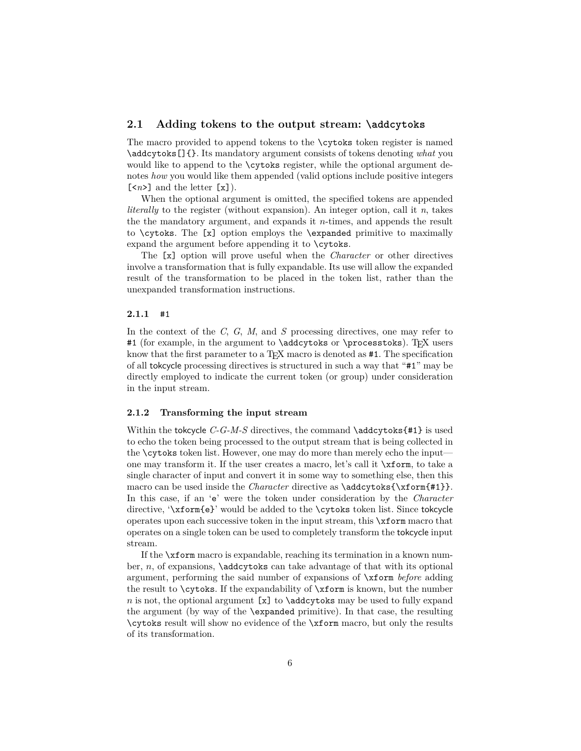## 2.1 Adding tokens to the output stream: `\addcytoks`

The macro provided to append tokens to the `\cytoks` token register is named `\addcytoks[]{}`. Its mandatory argument consists of tokens denoting *what* you would like to append to the `\cytoks` register, while the optional argument denotes *how* you would like them appended (valid options include positive integers `[<n>]` and the letter `[x]`).

When the optional argument is omitted, the specified tokens are appended *literally* to the register (without expansion). An integer option, call it $n$, takes the the mandatory argument, and expands it $n$-times, and appends the result to `\cytoks`. The `[x]` option employs the `\expanded` primitive to maximally expand the argument before appending it to `\cytoks`.

The `[x]` option will prove useful when the *Character* or other directives involve a transformation that is fully expandable. Its use will allow the expanded result of the transformation to be placed in the token list, rather than the unexpanded transformation instructions.

### 2.1.1 `#1`

In the context of the *C*, *G*, *M*, and *S* processing directives, one may refer to `#1` (for example, in the argument to `\addcytoks` or `\processtoks`). TeX users know that the first parameter to a TeX macro is denoted as `#1`. The specification of all tokcycle processing directives is structured in such a way that "`#1`" may be directly employed to indicate the current token (or group) under consideration in the input stream.

### 2.1.2 Transforming the input stream

Within the tokcycle *C*-*G*-*M*-*S* directives, the command `\addcytoks{#1}` is used to echo the token being processed to the output stream that is being collected in the `\cytoks` token list. However, one may do more than merely echo the input—one may transform it. If the user creates a macro, let's call it `\xform`, to take a single character of input and convert it in some way to something else, then this macro can be used inside the *Character* directive as `\addcytoks{\xform{#1}}`. In this case, if an '`e`' were the token under consideration by the *Character* directive, '`\xform{e}`' would be added to the `\cytoks` token list. Since tokcycle operates upon each successive token in the input stream, this `\xform` macro that operates on a single token can be used to completely transform the tokcycle input stream.

If the `\xform` macro is expandable, reaching its termination in a known number, $n$, of expansions, `\addcytoks` can take advantage of that with its optional argument, performing the said number of expansions of `\xform` *before* adding the result to `\cytoks`. If the expandability of `\xform` is known, but the number $n$ is not, the optional argument `[x]` to `\addcytoks` may be used to fully expand the argument (by way of the `\expanded` primitive). In that case, the resulting `\cytoks` result will show no evidence of the `\xform` macro, but only the results of its transformation.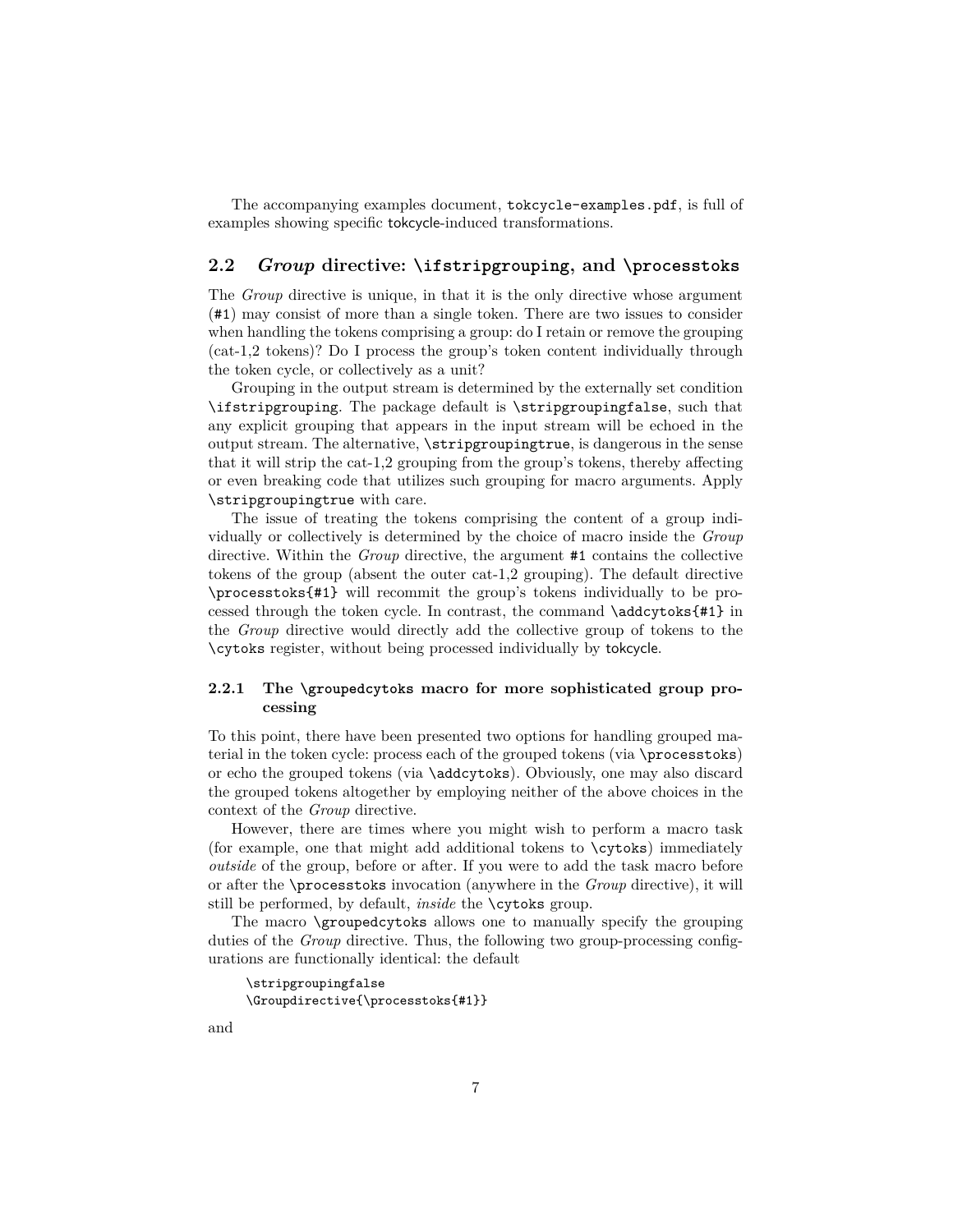The accompanying examples document, `tokcycle-examples.pdf`, is full of examples showing specific tokcycle-induced transformations.

## 2.2 *Group* directive: `\ifstripgrouping`, and `\processtoks`

The *Group* directive is unique, in that it is the only directive whose argument (`#1`) may consist of more than a single token. There are two issues to consider when handling the tokens comprising a group: do I retain or remove the grouping (cat-1,2 tokens)? Do I process the group's token content individually through the token cycle, or collectively as a unit?

Grouping in the output stream is determined by the externally set condition `\ifstripgrouping`. The package default is `\stripgroupingfalse`, such that any explicit grouping that appears in the input stream will be echoed in the output stream. The alternative, `\stripgroupingtrue`, is dangerous in the sense that it will strip the cat-1,2 grouping from the group's tokens, thereby affecting or even breaking code that utilizes such grouping for macro arguments. Apply `\stripgroupingtrue` with care.

The issue of treating the tokens comprising the content of a group individually or collectively is determined by the choice of macro inside the *Group* directive. Within the *Group* directive, the argument `#1` contains the collective tokens of the group (absent the outer cat-1,2 grouping). The default directive `\processtoks{#1}` will recommit the group's tokens individually to be processed through the token cycle. In contrast, the command `\addcytoks{#1}` in the *Group* directive would directly add the collective group of tokens to the `\cytoks` register, without being processed individually by tokcycle.

### 2.2.1 The `\groupedcytoks` macro for more sophisticated group processing

To this point, there have been presented two options for handling grouped material in the token cycle: process each of the grouped tokens (via `\processtoks`) or echo the grouped tokens (via `\addcytoks`). Obviously, one may also discard the grouped tokens altogether by employing neither of the above choices in the context of the *Group* directive.

However, there are times where you might wish to perform a macro task (for example, one that might add additional tokens to `\cytoks`) immediately *outside* of the group, before or after. If you were to add the task macro before or after the `\processtoks` invocation (anywhere in the *Group* directive), it will still be performed, by default, *inside* the `\cytoks` group.

The macro `\groupedcytoks` allows one to manually specify the grouping duties of the *Group* directive. Thus, the following two group-processing configurations are functionally identical: the default

```
\stripgroupingfalse
\Groupdirective{\processtoks{#1}}
```

and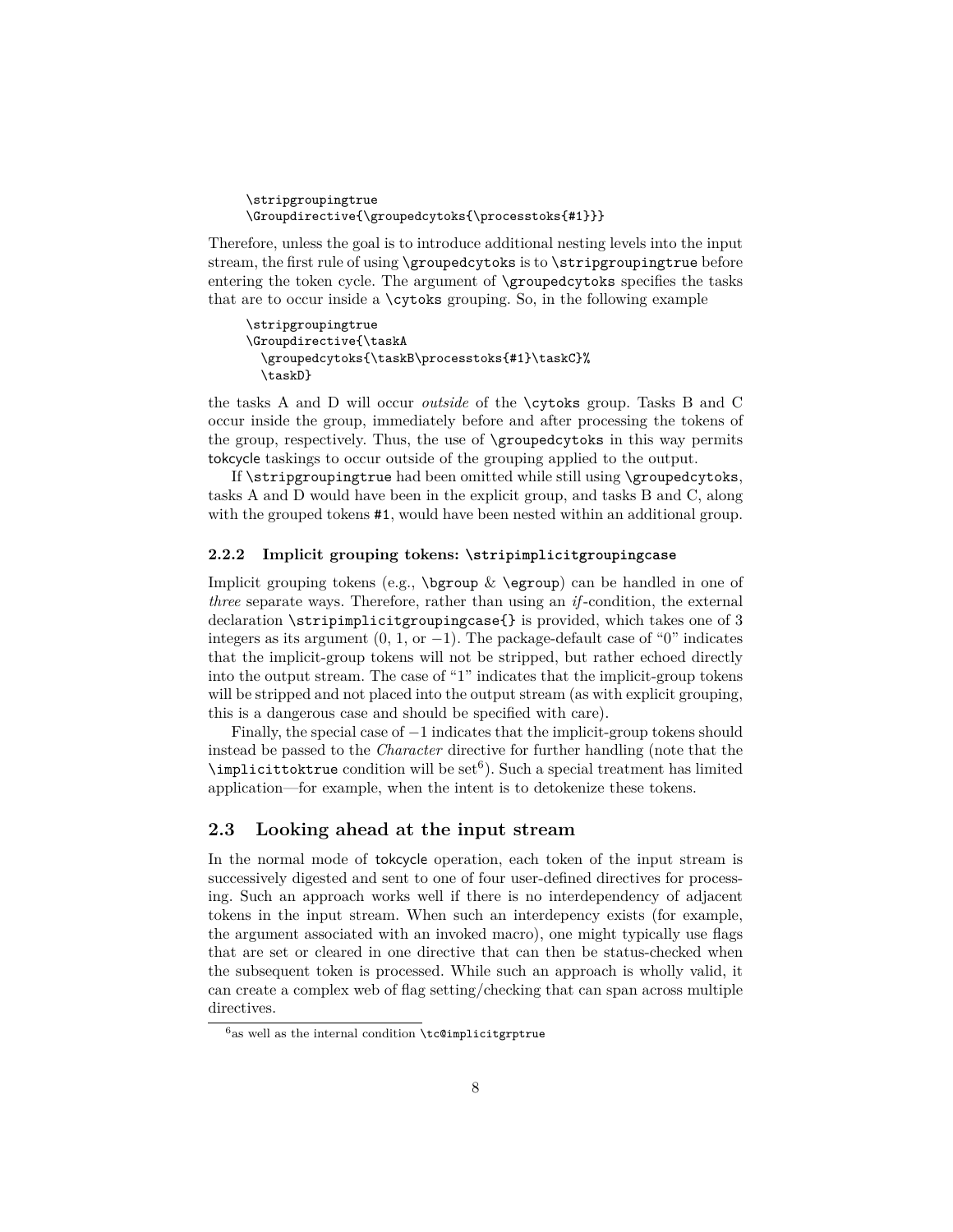```
\stripgroupingtrue
\Groupdirective{\groupedcytoks{\processtoks{#1}}}
```

Therefore, unless the goal is to introduce additional nesting levels into the input stream, the first rule of using `\groupedcytoks` is to `\stripgroupingtrue` before entering the token cycle. The argument of `\groupedcytoks` specifies the tasks that are to occur inside a `\cytoks` grouping. So, in the following example

```
\stripgroupingtrue
\Groupdirective{\taskA
  \groupedcytoks{\taskB\processtoks{#1}\taskC}%
  \taskD}
```

the tasks A and D will occur *outside* of the `\cytoks` group. Tasks B and C occur inside the group, immediately before and after processing the tokens of the group, respectively. Thus, the use of `\groupedcytoks` in this way permits tokcycle taskings to occur outside of the grouping applied to the output.

If `\stripgroupingtrue` had been omitted while still using `\groupedcytoks`, tasks A and D would have been in the explicit group, and tasks B and C, along with the grouped tokens `#1`, would have been nested within an additional group.

### 2.2.2 Implicit grouping tokens: `\stripimplicitgroupingcase`

Implicit grouping tokens (e.g., `\bgroup` & `\egroup`) can be handled in one of *three* separate ways. Therefore, rather than using an *if*-condition, the external declaration `\stripimplicitgroupingcase{}` is provided, which takes one of 3 integers as its argument (0, 1, or $-1$). The package-default case of "0" indicates that the implicit-group tokens will not be stripped, but rather echoed directly into the output stream. The case of "1" indicates that the implicit-group tokens will be stripped and not placed into the output stream (as with explicit grouping, this is a dangerous case and should be specified with care).

Finally, the special case of $-1$ indicates that the implicit-group tokens should instead be passed to the *Character* directive for further handling (note that the `\implicittoktrue` condition will be set[6]). Such a special treatment has limited application—for example, when the intent is to detokenize these tokens.

## 2.3 Looking ahead at the input stream

In the normal mode of tokcycle operation, each token of the input stream is successively digested and sent to one of four user-defined directives for processing. Such an approach works well if there is no interdependency of adjacent tokens in the input stream. When such an interdepency exists (for example, the argument associated with an invoked macro), one might typically use flags that are set or cleared in one directive that can then be status-checked when the subsequent token is processed. While such an approach is wholly valid, it can create a complex web of flag setting/checking that can span across multiple directives.

[6] as well as the internal condition `\tc@implicitgrptrue`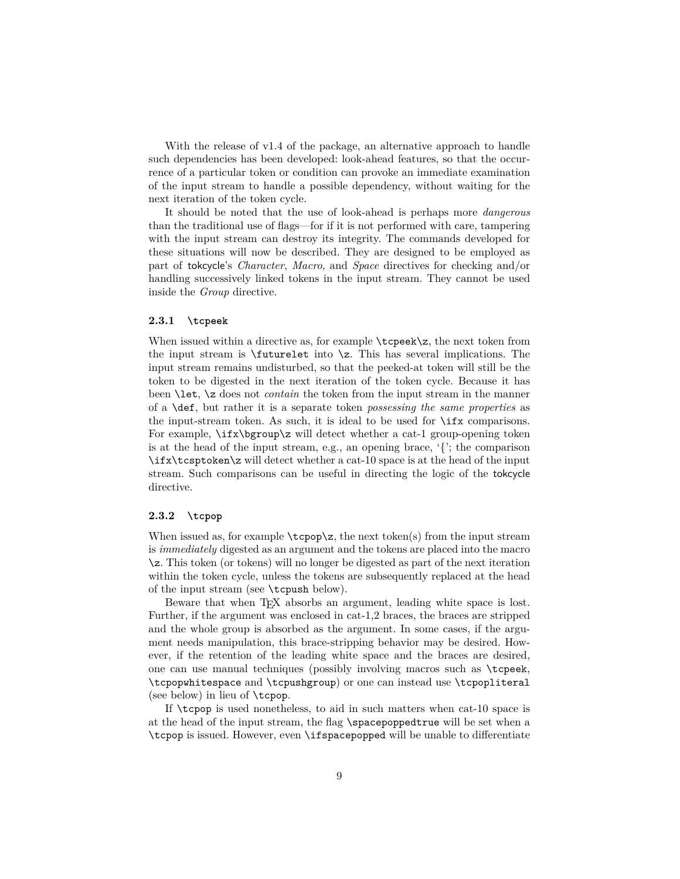With the release of v1.4 of the package, an alternative approach to handle such dependencies has been developed: look-ahead features, so that the occurrence of a particular token or condition can provoke an immediate examination of the input stream to handle a possible dependency, without waiting for the next iteration of the token cycle.

It should be noted that the use of look-ahead is perhaps more *dangerous* than the traditional use of flags—for if it is not performed with care, tampering with the input stream can destroy its integrity. The commands developed for these situations will now be described. They are designed to be employed as part of tokcycle's *Character*, *Macro*, and *Space* directives for checking and/or handling successively linked tokens in the input stream. They cannot be used inside the *Group* directive.

### 2.3.1 `\tcpeek`

When issued within a directive as, for example `\tcpeek\z`, the next token from the input stream is `\futurelet` into `\z`. This has several implications. The input stream remains undisturbed, so that the peeked-at token will still be the token to be digested in the next iteration of the token cycle. Because it has been `\let`, `\z` does not *contain* the token from the input stream in the manner of a `\def`, but rather it is a separate token *possessing the same properties* as the input-stream token. As such, it is ideal to be used for `\ifx` comparisons. For example, `\ifx\bgroup\z` will detect whether a cat-1 group-opening token is at the head of the input stream, e.g., an opening brace, '{'; the comparison `\ifx\tcsptoken\z` will detect whether a cat-10 space is at the head of the input stream. Such comparisons can be useful in directing the logic of the tokcycle directive.

### 2.3.2 `\tcpop`

When issued as, for example `\tcpop\z`, the next token(s) from the input stream is *immediately* digested as an argument and the tokens are placed into the macro `\z`. This token (or tokens) will no longer be digested as part of the next iteration within the token cycle, unless the tokens are subsequently replaced at the head of the input stream (see `\tcpush` below).

Beware that when TEX absorbs an argument, leading white space is lost. Further, if the argument was enclosed in cat-1,2 braces, the braces are stripped and the whole group is absorbed as the argument. In some cases, if the argument needs manipulation, this brace-stripping behavior may be desired. However, if the retention of the leading white space and the braces are desired, one can use manual techniques (possibly involving macros such as `\tcpeek`, `\tcpopwhitespace` and `\tcpushgroup`) or one can instead use `\tcpopliteral` (see below) in lieu of `\tcpop`.

If `\tcpop` is used nonetheless, to aid in such matters when cat-10 space is at the head of the input stream, the flag `\spacepoppedtrue` will be set when a `\tcpop` is issued. However, even `\ifspacepopped` will be unable to differentiate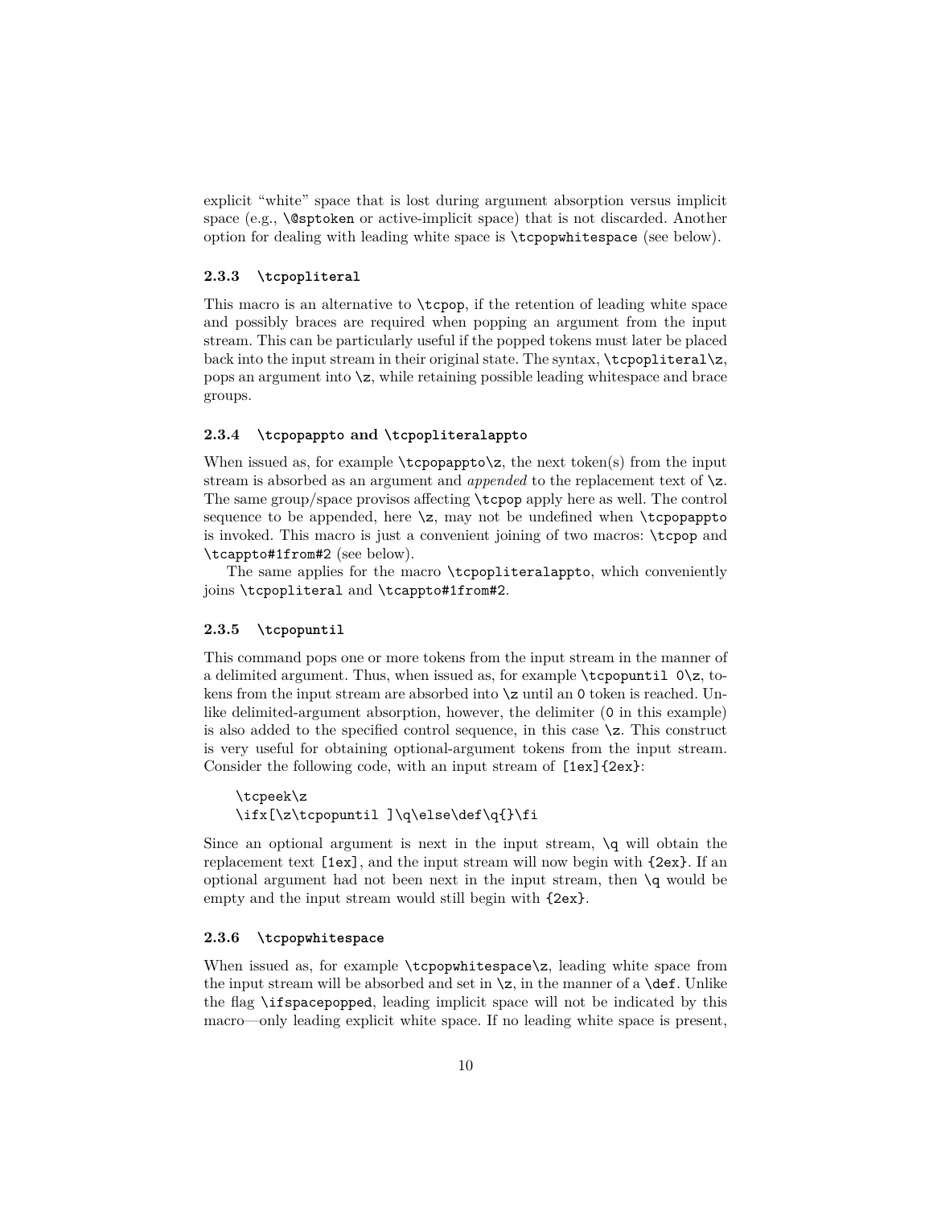explicit "white" space that is lost during argument absorption versus implicit space (e.g., `\@sptoken` or active-implicit space) that is not discarded. Another option for dealing with leading white space is `\tcpopwhitespace` (see below).

### 2.3.3 `\tcpopliteral`

This macro is an alternative to `\tcpop`, if the retention of leading white space and possibly braces are required when popping an argument from the input stream. This can be particularly useful if the popped tokens must later be placed back into the input stream in their original state. The syntax, `\tcpopliteral\z`, pops an argument into `\z`, while retaining possible leading whitespace and brace groups.

### 2.3.4 `\tcpopappto` and `\tcpopliteralappto`

When issued as, for example `\tcpopappto\z`, the next token(s) from the input stream is absorbed as an argument and *appended* to the replacement text of `\z`. The same group/space provisos affecting `\tcpop` apply here as well. The control sequence to be appended, here `\z`, may not be undefined when `\tcpopappto` is invoked. This macro is just a convenient joining of two macros: `\tcpop` and `\tcappto#1from#2` (see below).

The same applies for the macro `\tcpopliteralappto`, which conveniently joins `\tcpopliteral` and `\tcappto#1from#2`.

### 2.3.5 `\tcpopuntil`

This command pops one or more tokens from the input stream in the manner of a delimited argument. Thus, when issued as, for example `\tcpopuntil 0\z`, tokens from the input stream are absorbed into `\z` until an `0` token is reached. Unlike delimited-argument absorption, however, the delimiter (`0` in this example) is also added to the specified control sequence, in this case `\z`. This construct is very useful for obtaining optional-argument tokens from the input stream. Consider the following code, with an input stream of `[1ex]{2ex}`:

```
\tcpeek\z
\ifx[\z\tcpopuntil ]\q\else\def\q{}\fi
```

Since an optional argument is next in the input stream, `\q` will obtain the replacement text `[1ex]`, and the input stream will now begin with `{2ex}`. If an optional argument had not been next in the input stream, then `\q` would be empty and the input stream would still begin with `{2ex}`.

### 2.3.6 `\tcpopwhitespace`

When issued as, for example `\tcpopwhitespace\z`, leading white space from the input stream will be absorbed and set in `\z`, in the manner of a `\def`. Unlike the flag `\ifspacepopped`, leading implicit space will not be indicated by this macro—only leading explicit white space. If no leading white space is present,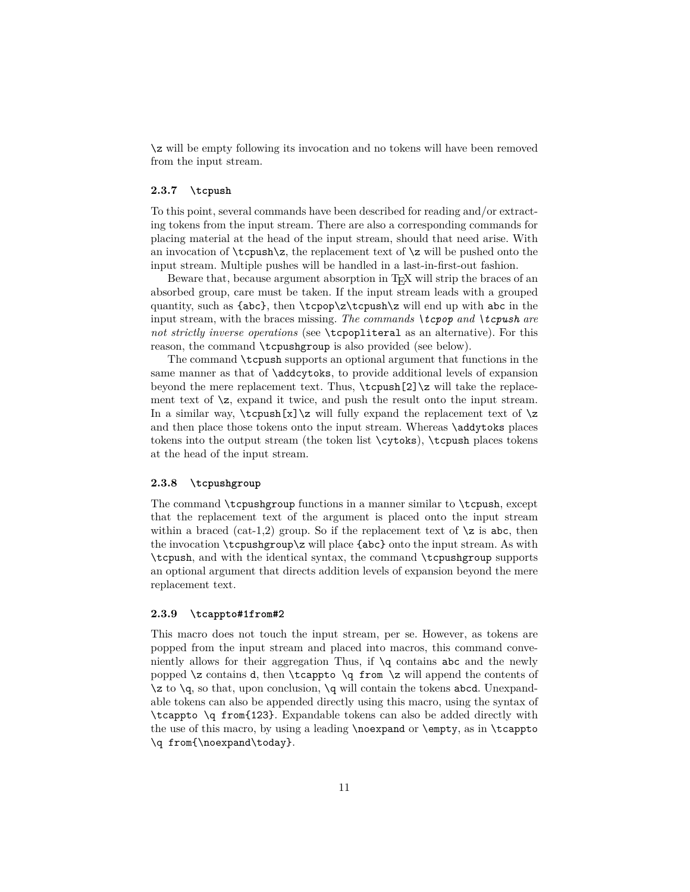`\z` will be empty following its invocation and no tokens will have been removed from the input stream.

### 2.3.7 `\tcpush`

To this point, several commands have been described for reading and/or extracting tokens from the input stream. There are also a corresponding commands for placing material at the head of the input stream, should that need arise. With an invocation of `\tcpush\z`, the replacement text of `\z` will be pushed onto the input stream. Multiple pushes will be handled in a last-in-first-out fashion.

Beware that, because argument absorption in TEX will strip the braces of an absorbed group, care must be taken. If the input stream leads with a grouped quantity, such as `{abc}`, then `\tcpop\z\tcpush\z` will end up with `abc` in the input stream, with the braces missing. *The commands `\tcpop` and `\tcpush` are not strictly inverse operations* (see `\tcpopliteral` as an alternative). For this reason, the command `\tcpushgroup` is also provided (see below).

The command `\tcpush` supports an optional argument that functions in the same manner as that of `\addcytoks`, to provide additional levels of expansion beyond the mere replacement text. Thus, `\tcpush[2]\z` will take the replacement text of `\z`, expand it twice, and push the result onto the input stream. In a similar way, `\tcpush[x]\z` will fully expand the replacement text of `\z` and then place those tokens onto the input stream. Whereas `\addytoks` places tokens into the output stream (the token list `\cytoks`), `\tcpush` places tokens at the head of the input stream.

### 2.3.8 `\tcpushgroup`

The command `\tcpushgroup` functions in a manner similar to `\tcpush`, except that the replacement text of the argument is placed onto the input stream within a braced (cat-1,2) group. So if the replacement text of `\z` is `abc`, then the invocation `\tcpushgroup\z` will place `{abc}` onto the input stream. As with `\tcpush`, and with the identical syntax, the command `\tcpushgroup` supports an optional argument that directs addition levels of expansion beyond the mere replacement text.

### 2.3.9 `\tcappto#1from#2`

This macro does not touch the input stream, per se. However, as tokens are popped from the input stream and placed into macros, this command conveniently allows for their aggregation Thus, if `\q` contains `abc` and the newly popped `\z` contains `d`, then `\tcappto \q from \z` will append the contents of `\z` to `\q`, so that, upon conclusion, `\q` will contain the tokens `abcd`. Unexpandable tokens can also be appended directly using this macro, using the syntax of `\tcappto \q from{123}`. Expandable tokens can also be added directly with the use of this macro, by using a leading `\noexpand` or `\empty`, as in `\tcappto \q from{\noexpand\today}`.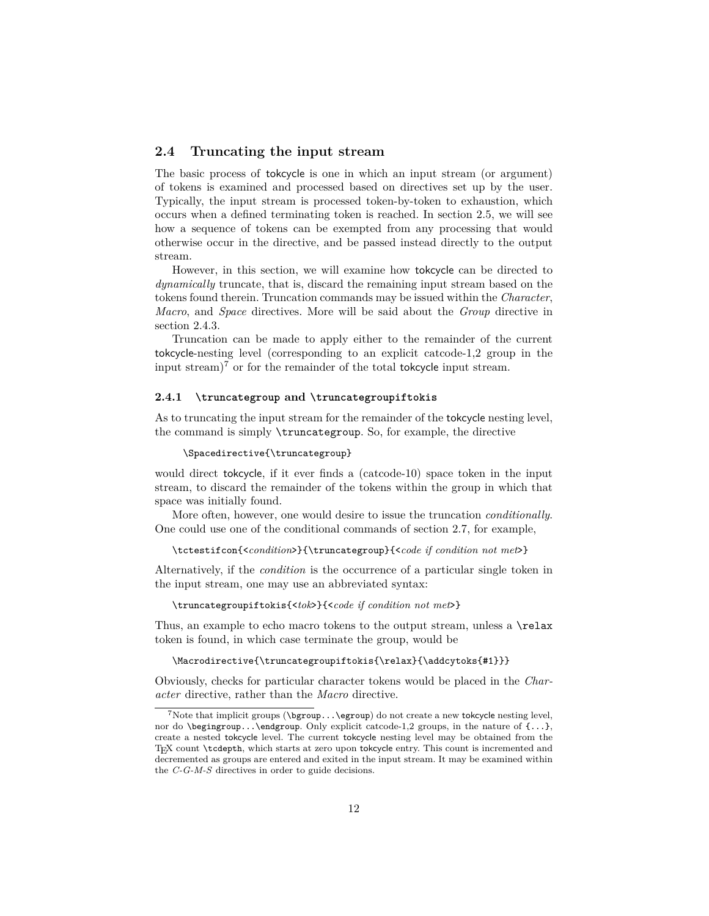## 2.4 Truncating the input stream

The basic process of tokcycle is one in which an input stream (or argument) of tokens is examined and processed based on directives set up by the user. Typically, the input stream is processed token-by-token to exhaustion, which occurs when a defined terminating token is reached. In section 2.5, we will see how a sequence of tokens can be exempted from any processing that would otherwise occur in the directive, and be passed instead directly to the output stream.

However, in this section, we will examine how tokcycle can be directed to *dynamically* truncate, that is, discard the remaining input stream based on the tokens found therein. Truncation commands may be issued within the *Character*, *Macro*, and *Space* directives. More will be said about the *Group* directive in section 2.4.3.

Truncation can be made to apply either to the remainder of the current tokcycle-nesting level (corresponding to an explicit catcode-1,2 group in the input stream)[7] or for the remainder of the total tokcycle input stream.

### 2.4.1 `\truncategroup` and `\truncategroupiftokis`

As to truncating the input stream for the remainder of the tokcycle nesting level, the command is simply `\truncategroup`. So, for example, the directive

```
\Spacedirective{\truncategroup}
```

would direct tokcycle, if it ever finds a (catcode-10) space token in the input stream, to discard the remainder of the tokens within the group in which that space was initially found.

More often, however, one would desire to issue the truncation *conditionally*. One could use one of the conditional commands of section 2.7, for example,

```
\tctestifcon{<condition>}{\truncategroup}{<code if condition not met>}
```

Alternatively, if the *condition* is the occurrence of a particular single token in the input stream, one may use an abbreviated syntax:

```
\truncategroupiftokis{<tok>}{<code if condition not met>}
```

Thus, an example to echo macro tokens to the output stream, unless a `\relax` token is found, in which case terminate the group, would be

```
\Macrodirective{\truncategroupiftokis{\relax}{\addcytoks{#1}}}
```

Obviously, checks for particular character tokens would be placed in the *Character* directive, rather than the *Macro* directive.

[7] Note that implicit groups (`\bgroup...\egroup`) do not create a new tokcycle nesting level, nor do `\begingroup...\endgroup`. Only explicit catcode-1,2 groups, in the nature of `{...}`, create a nested tokcycle level. The current tokcycle nesting level may be obtained from the TeX count `\tcdepth`, which starts at zero upon tokcycle entry. This count is incremented and decremented as groups are entered and exited in the input stream. It may be examined within the *C-G-M-S* directives in order to guide decisions.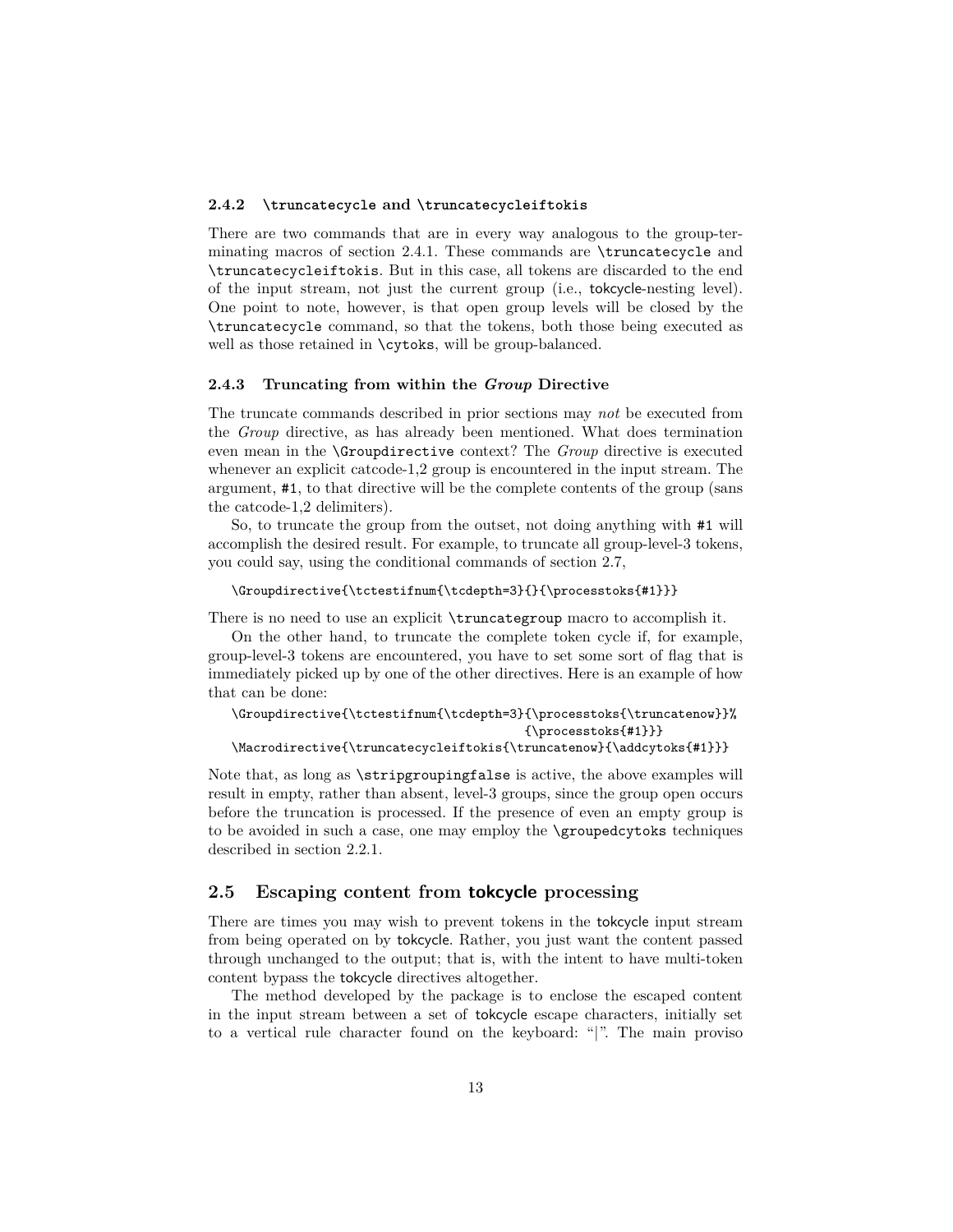#### 2.4.2 `\truncatecycle` and `\truncatecycleiftokis`

There are two commands that are in every way analogous to the group-terminating macros of section 2.4.1. These commands are `\truncatecycle` and `\truncatecycleiftokis`. But in this case, all tokens are discarded to the end of the input stream, not just the current group (i.e., tokcycle-nesting level). One point to note, however, is that open group levels will be closed by the `\truncatecycle` command, so that the tokens, both those being executed as well as those retained in `\cytoks`, will be group-balanced.

#### 2.4.3 Truncating from within the *Group* Directive

The truncate commands described in prior sections may *not* be executed from the *Group* directive, as has already been mentioned. What does termination even mean in the `\Groupdirective` context? The *Group* directive is executed whenever an explicit catcode-1,2 group is encountered in the input stream. The argument, `#1`, to that directive will be the complete contents of the group (sans the catcode-1,2 delimiters).

So, to truncate the group from the outset, not doing anything with `#1` will accomplish the desired result. For example, to truncate all group-level-3 tokens, you could say, using the conditional commands of section 2.7,

```
\Groupdirective{\tctestifnum{\tcdepth=3}{}{\processtoks{#1}}}
```

There is no need to use an explicit `\truncategroup` macro to accomplish it.

On the other hand, to truncate the complete token cycle if, for example, group-level-3 tokens are encountered, you have to set some sort of flag that is immediately picked up by one of the other directives. Here is an example of how that can be done:

```
\Groupdirective{\tctestifnum{\tcdepth=3}{\processtoks{\truncatenow}}%
                                        {\processtoks{#1}}}
\Macrodirective{\truncatecycleiftokis{\truncatenow}{\addcytoks{#1}}}
```

Note that, as long as `\stripgroupingfalse` is active, the above examples will result in empty, rather than absent, level-3 groups, since the group open occurs before the truncation is processed. If the presence of even an empty group is to be avoided in such a case, one may employ the `\groupedcytoks` techniques described in section 2.2.1.

### 2.5 Escaping content from tokcycle processing

There are times you may wish to prevent tokens in the tokcycle input stream from being operated on by tokcycle. Rather, you just want the content passed through unchanged to the output; that is, with the intent to have multi-token content bypass the tokcycle directives altogether.

The method developed by the package is to enclose the escaped content in the input stream between a set of tokcycle escape characters, initially set to a vertical rule character found on the keyboard: "|". The main proviso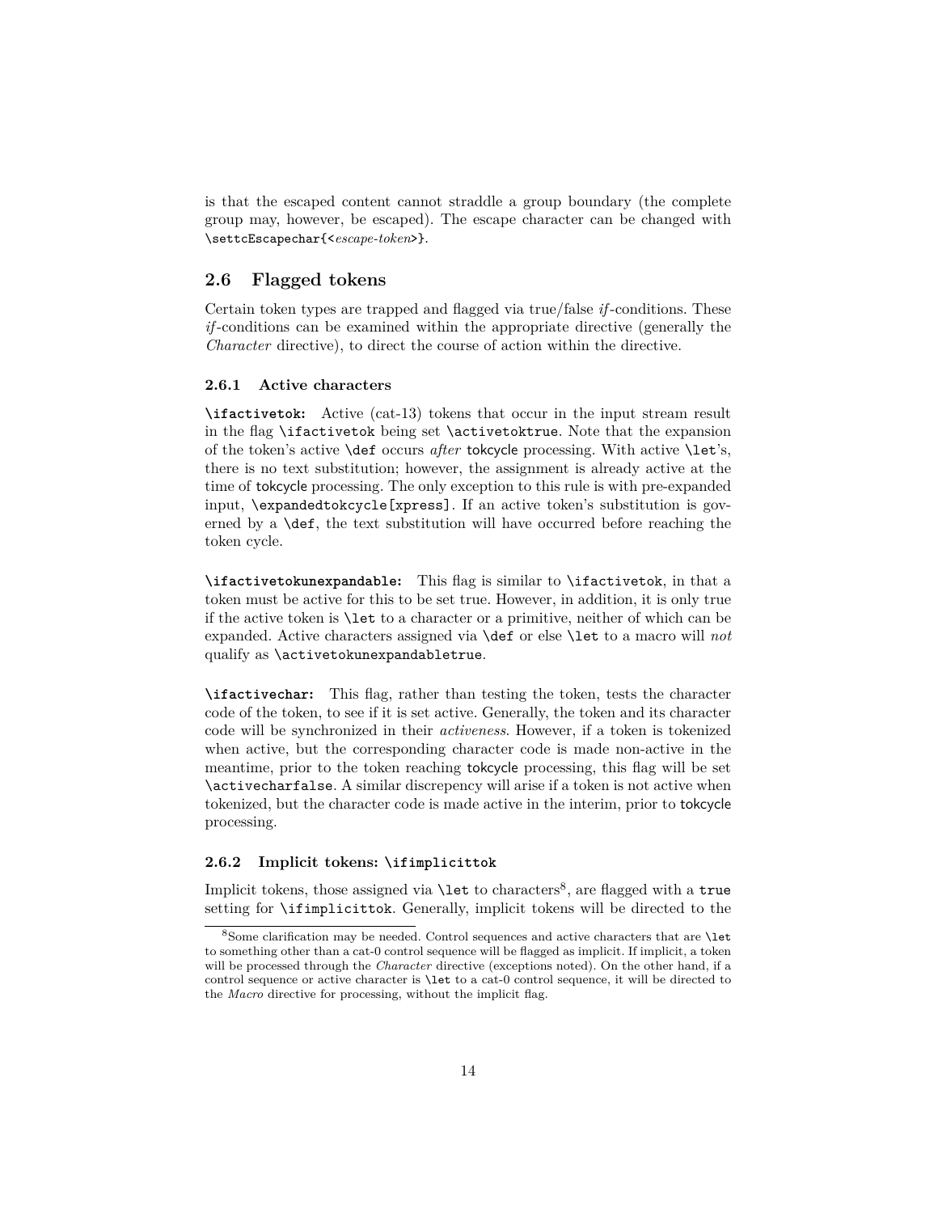is that the escaped content cannot straddle a group boundary (the complete group may, however, be escaped). The escape character can be changed with `\settcEscapechar{<escape-token>}`.

## 2.6 Flagged tokens

Certain token types are trapped and flagged via true/false *if*-conditions. These *if*-conditions can be examined within the appropriate directive (generally the *Character* directive), to direct the course of action within the directive.

### 2.6.1 Active characters

**`\ifactivetok`:** Active (cat-13) tokens that occur in the input stream result in the flag `\ifactivetok` being set `\activetoktrue`. Note that the expansion of the token's active `\def` occurs *after* tokcycle processing. With active `\let`'s, there is no text substitution; however, the assignment is already active at the time of tokcycle processing. The only exception to this rule is with pre-expanded input, `\expandedtokcycle[xpress]`. If an active token's substitution is governed by a `\def`, the text substitution will have occurred before reaching the token cycle.

**`\ifactivetokunexpandable`:** This flag is similar to `\ifactivetok`, in that a token must be active for this to be set true. However, in addition, it is only true if the active token is `\let` to a character or a primitive, neither of which can be expanded. Active characters assigned via `\def` or else `\let` to a macro will *not* qualify as `\activetokunexpandabletrue`.

**`\ifactivechar`:** This flag, rather than testing the token, tests the character code of the token, to see if it is set active. Generally, the token and its character code will be synchronized in their *activeness*. However, if a token is tokenized when active, but the corresponding character code is made non-active in the meantime, prior to the token reaching tokcycle processing, this flag will be set `\activecharfalse`. A similar discrepency will arise if a token is not active when tokenized, but the character code is made active in the interim, prior to tokcycle processing.

### 2.6.2 Implicit tokens: `\ifimplicittok`

Implicit tokens, those assigned via `\let` to characters[8], are flagged with a `true` setting for `\ifimplicittok`. Generally, implicit tokens will be directed to the

[8] Some clarification may be needed. Control sequences and active characters that are `\let` to something other than a cat-0 control sequence will be flagged as implicit. If implicit, a token will be processed through the *Character* directive (exceptions noted). On the other hand, if a control sequence or active character is `\let` to a cat-0 control sequence, it will be directed to the *Macro* directive for processing, without the implicit flag.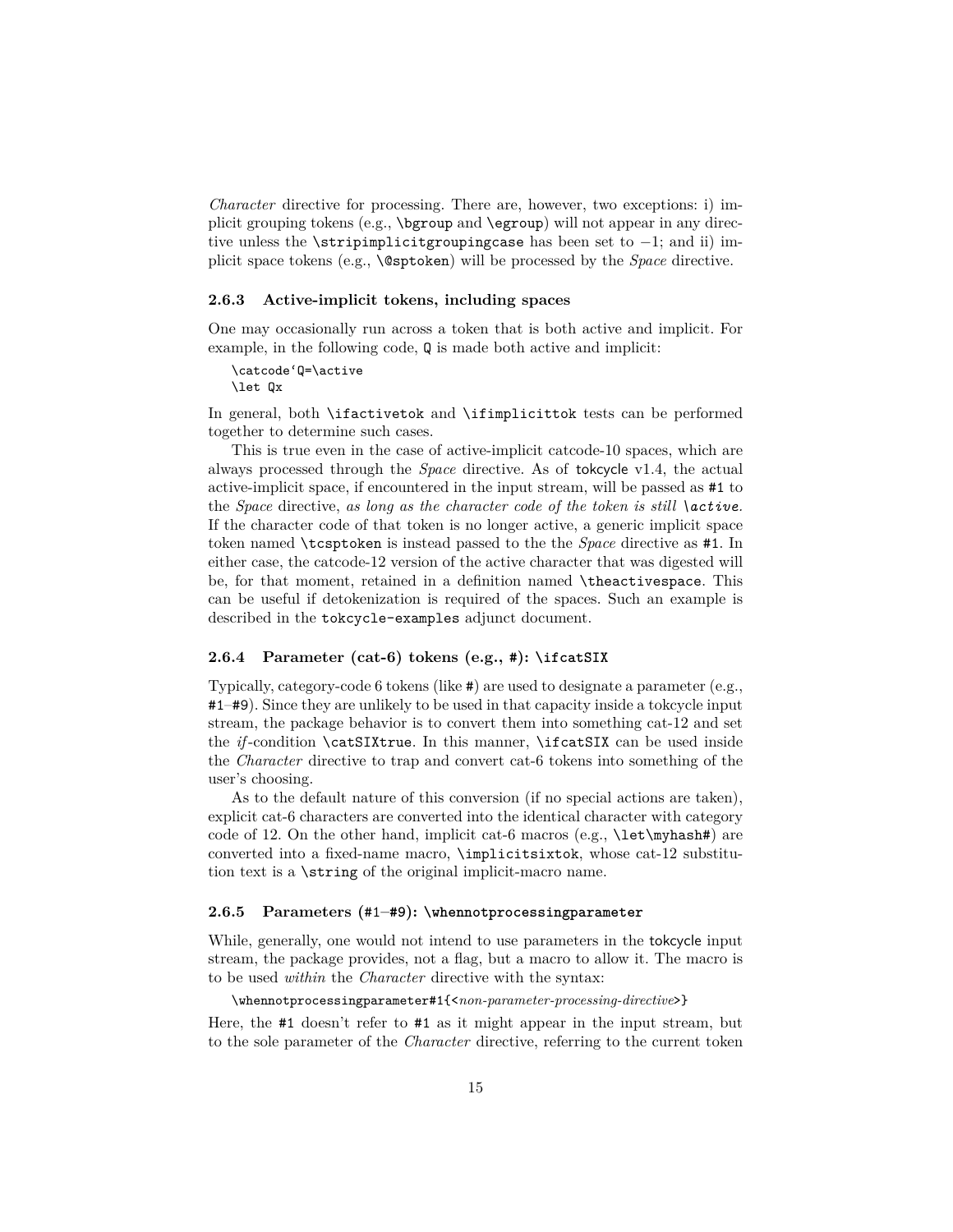*Character* directive for processing. There are, however, two exceptions: i) implicit grouping tokens (e.g., `\bgroup` and `\egroup`) will not appear in any directive unless the `\stripimplicitgroupingcase` has been set to $-1$; and ii) implicit space tokens (e.g., `\@sptoken`) will be processed by the *Space* directive.

### 2.6.3 Active-implicit tokens, including spaces

One may occasionally run across a token that is both active and implicit. For example, in the following code, `Q` is made both active and implicit:

```
\catcode`Q=\active
\let Qx
```

In general, both `\ifactivetok` and `\ifimplicittok` tests can be performed together to determine such cases.

This is true even in the case of active-implicit catcode-10 spaces, which are always processed through the *Space* directive. As of tokcycle v1.4, the actual active-implicit space, if encountered in the input stream, will be passed as `#1` to the *Space* directive, *as long as the character code of the token is still `\active`.* If the character code of that token is no longer active, a generic implicit space token named `\tcsptoken` is instead passed to the the *Space* directive as `#1`. In either case, the catcode-12 version of the active character that was digested will be, for that moment, retained in a definition named `\theactivespace`. This can be useful if detokenization is required of the spaces. Such an example is described in the `tokcycle-examples` adjunct document.

### 2.6.4 Parameter (cat-6) tokens (e.g., #): \ifcatSIX

Typically, category-code 6 tokens (like `#`) are used to designate a parameter (e.g., `#1`–`#9`). Since they are unlikely to be used in that capacity inside a tokcycle input stream, the package behavior is to convert them into something cat-12 and set the *if*-condition `\catSIXtrue`. In this manner, `\ifcatSIX` can be used inside the *Character* directive to trap and convert cat-6 tokens into something of the user's choosing.

As to the default nature of this conversion (if no special actions are taken), explicit cat-6 characters are converted into the identical character with category code of 12. On the other hand, implicit cat-6 macros (e.g., `\let\myhash#`) are converted into a fixed-name macro, `\implicitsixtok`, whose cat-12 substitution text is a `\string` of the original implicit-macro name.

### 2.6.5 Parameters (#1–#9): \whennotprocessingparameter

While, generally, one would not intend to use parameters in the tokcycle input stream, the package provides, not a flag, but a macro to allow it. The macro is to be used *within* the *Character* directive with the syntax:

```
\whennotprocessingparameter#1{<non-parameter-processing-directive>}
```

Here, the `#1` doesn't refer to `#1` as it might appear in the input stream, but to the sole parameter of the *Character* directive, referring to the current token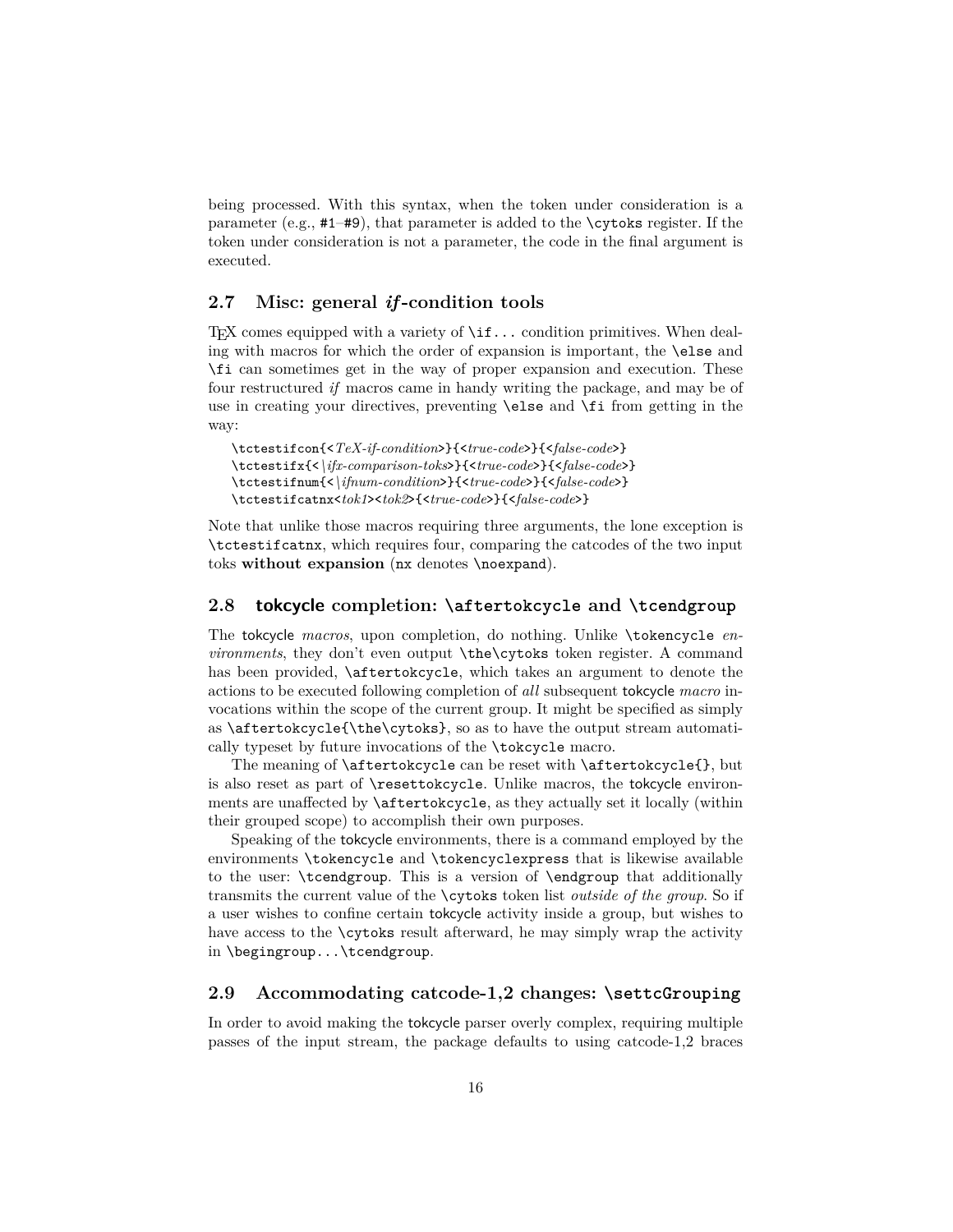being processed. With this syntax, when the token under consideration is a parameter (e.g., `#1`–`#9`), that parameter is added to the `\cytoks` register. If the token under consideration is not a parameter, the code in the final argument is executed.

### 2.7 Misc: general *if*-condition tools

TeX comes equipped with a variety of `\if...` condition primitives. When dealing with macros for which the order of expansion is important, the `\else` and `\fi` can sometimes get in the way of proper expansion and execution. These four restructured *if* macros came in handy writing the package, and may be of use in creating your directives, preventing `\else` and `\fi` from getting in the way:

```
\tctestifcon{<TeX-if-condition>}{<true-code>}{<false-code>}
\tctestifx{<\ifx-comparison-toks>}{<true-code>}{<false-code>}
\tctestifnum{<\ifnum-condition>}{<true-code>}{<false-code>}
\tctestifcatnx<tok1><tok2>{<true-code>}{<false-code>}
```

Note that unlike those macros requiring three arguments, the lone exception is `\tctestifcatnx`, which requires four, comparing the catcodes of the two input toks **without expansion** (`nx` denotes `\noexpand`).

### 2.8 tokcycle completion: `\aftertokcycle` and `\tcendgroup`

The tokcycle *macros*, upon completion, do nothing. Unlike `\tokencycle` *environments*, they don't even output `\the\cytoks` token register. A command has been provided, `\aftertokcycle`, which takes an argument to denote the actions to be executed following completion of *all* subsequent tokcycle *macro* invocations within the scope of the current group. It might be specified as simply as `\aftertokcycle{\the\cytoks}`, so as to have the output stream automatically typeset by future invocations of the `\tokcycle` macro.

The meaning of `\aftertokcycle` can be reset with `\aftertokcycle{}`, but is also reset as part of `\resettokcycle`. Unlike macros, the tokcycle environments are unaffected by `\aftertokcycle`, as they actually set it locally (within their grouped scope) to accomplish their own purposes.

Speaking of the tokcycle environments, there is a command employed by the environments `\tokencycle` and `\tokencyclexpress` that is likewise available to the user: `\tcendgroup`. This is a version of `\endgroup` that additionally transmits the current value of the `\cytoks` token list *outside of the group*. So if a user wishes to confine certain tokcycle activity inside a group, but wishes to have access to the `\cytoks` result afterward, he may simply wrap the activity in `\begingroup...\tcendgroup`.

### 2.9 Accommodating catcode-1,2 changes: `\settcGrouping`

In order to avoid making the tokcycle parser overly complex, requiring multiple passes of the input stream, the package defaults to using catcode-1,2 braces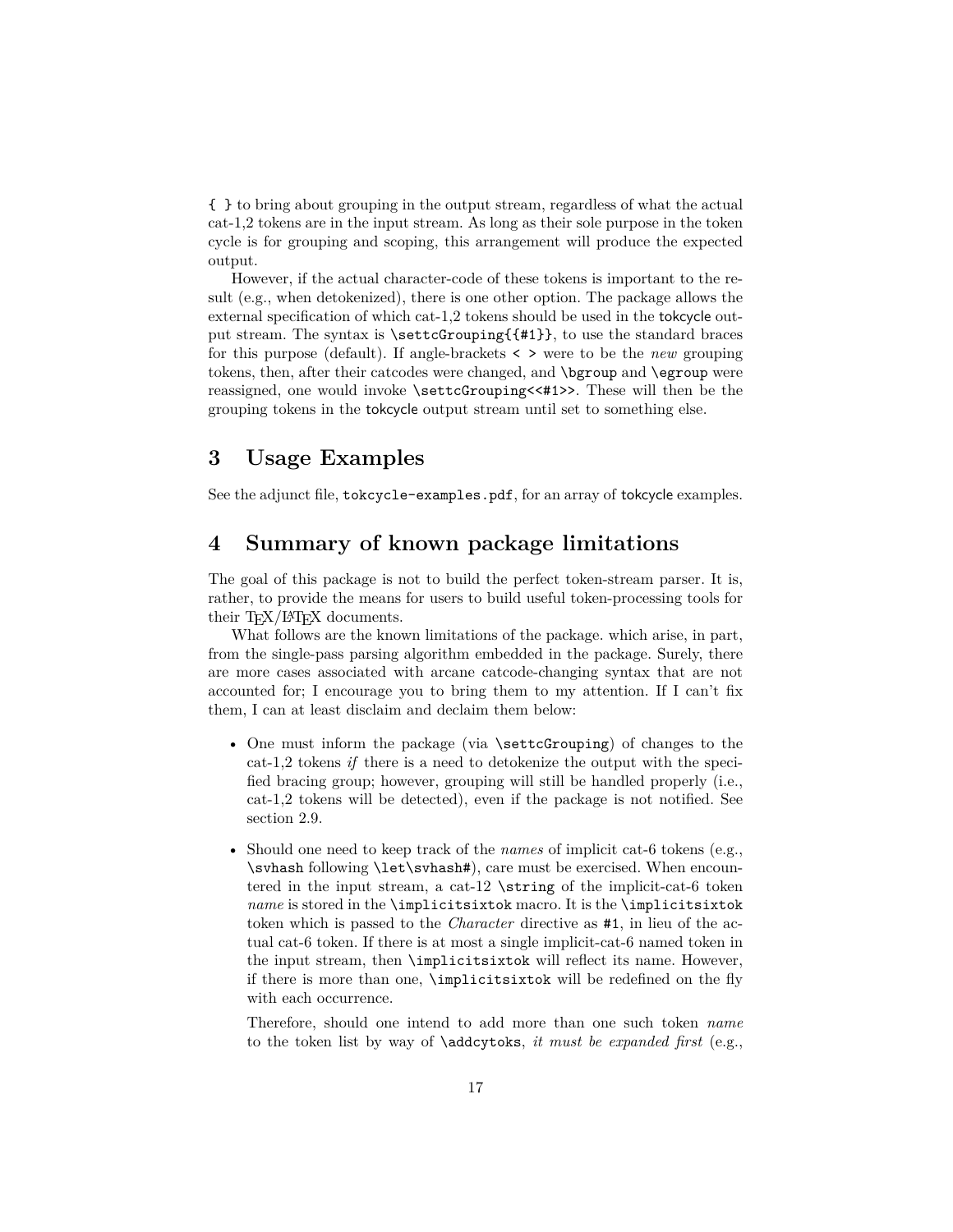`{ }` to bring about grouping in the output stream, regardless of what the actual cat-1,2 tokens are in the input stream. As long as their sole purpose in the token cycle is for grouping and scoping, this arrangement will produce the expected output.

However, if the actual character-code of these tokens is important to the result (e.g., when detokenized), there is one other option. The package allows the external specification of which cat-1,2 tokens should be used in the tokcycle output stream. The syntax is `\settcGrouping{{#1}}`, to use the standard braces for this purpose (default). If angle-brackets `< >` were to be the *new* grouping tokens, then, after their catcodes were changed, and `\bgroup` and `\egroup` were reassigned, one would invoke `\settcGrouping<<#1>>`. These will then be the grouping tokens in the tokcycle output stream until set to something else.

## 3 Usage Examples

See the adjunct file, `tokcycle-examples.pdf`, for an array of tokcycle examples.

## 4 Summary of known package limitations

The goal of this package is not to build the perfect token-stream parser. It is, rather, to provide the means for users to build useful token-processing tools for their TEX/LATEX documents.

What follows are the known limitations of the package. which arise, in part, from the single-pass parsing algorithm embedded in the package. Surely, there are more cases associated with arcane catcode-changing syntax that are not accounted for; I encourage you to bring them to my attention. If I can't fix them, I can at least disclaim and declaim them below:

- One must inform the package (via `\settcGrouping`) of changes to the cat-1,2 tokens *if* there is a need to detokenize the output with the specified bracing group; however, grouping will still be handled properly (i.e., cat-1,2 tokens will be detected), even if the package is not notified. See section 2.9.

- Should one need to keep track of the *names* of implicit cat-6 tokens (e.g., `\svhash` following `\let\svhash#`), care must be exercised. When encountered in the input stream, a cat-12 `\string` of the implicit-cat-6 token *name* is stored in the `\implicitsixtok` macro. It is the `\implicitsixtok` token which is passed to the *Character* directive as `#1`, in lieu of the actual cat-6 token. If there is at most a single implicit-cat-6 named token in the input stream, then `\implicitsixtok` will reflect its name. However, if there is more than one, `\implicitsixtok` will be redefined on the fly with each occurrence.

  Therefore, should one intend to add more than one such token *name* to the token list by way of `\addcytoks`, *it must be expanded first* (e.g.,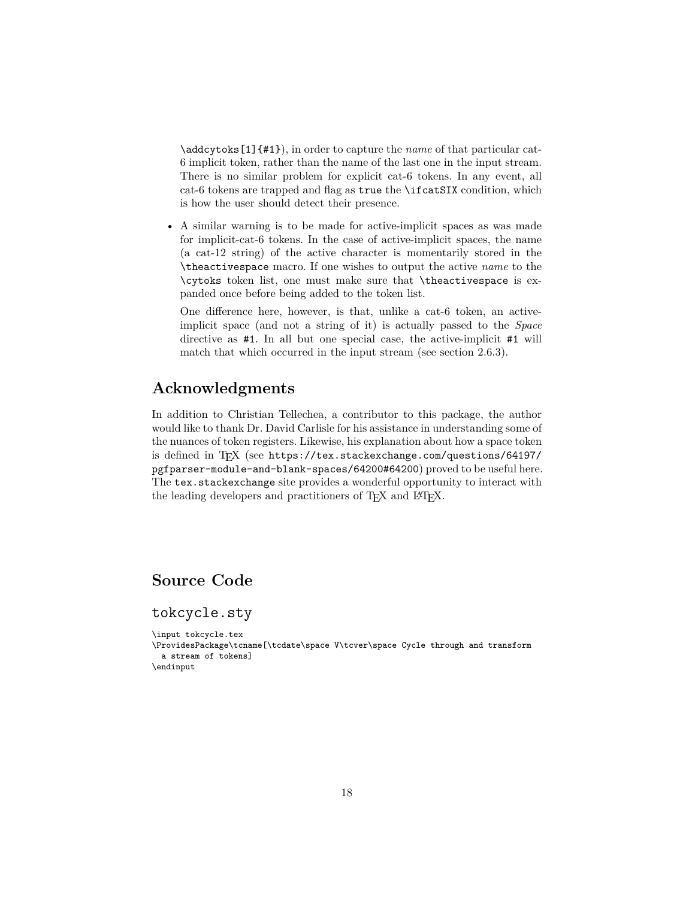\addcytoks[1]{#1}), in order to capture the *name* of that particular cat-6 implicit token, rather than the name of the last one in the input stream. There is no similar problem for explicit cat-6 tokens. In any event, all cat-6 tokens are trapped and flag as `true` the `\ifcatSIX` condition, which is how the user should detect their presence.

- A similar warning is to be made for active-implicit spaces as was made for implicit-cat-6 tokens. In the case of active-implicit spaces, the name (a cat-12 string) of the active character is momentarily stored in the `\theactivespace` macro. If one wishes to output the active *name* to the `\cytoks` token list, one must make sure that `\theactivespace` is expanded once before being added to the token list.

  One difference here, however, is that, unlike a cat-6 token, an active-implicit space (and not a string of it) is actually passed to the *Space* directive as `#1`. In all but one special case, the active-implicit `#1` will match that which occurred in the input stream (see section 2.6.3).

## Acknowledgments

In addition to Christian Tellechea, a contributor to this package, the author would like to thank Dr. David Carlisle for his assistance in understanding some of the nuances of token registers. Likewise, his explanation about how a space token is defined in TeX (see `https://tex.stackexchange.com/questions/64197/pgfparser-module-and-blank-spaces/64200#64200`) proved to be useful here. The `tex.stackexchange` site provides a wonderful opportunity to interact with the leading developers and practitioners of TeX and LaTeX.

## Source Code

### tokcycle.sty

```
\input tokcycle.tex
\ProvidesPackage\tcname[\tcdate\space V\tcver\space Cycle through and transform
  a stream of tokens]
\endinput
```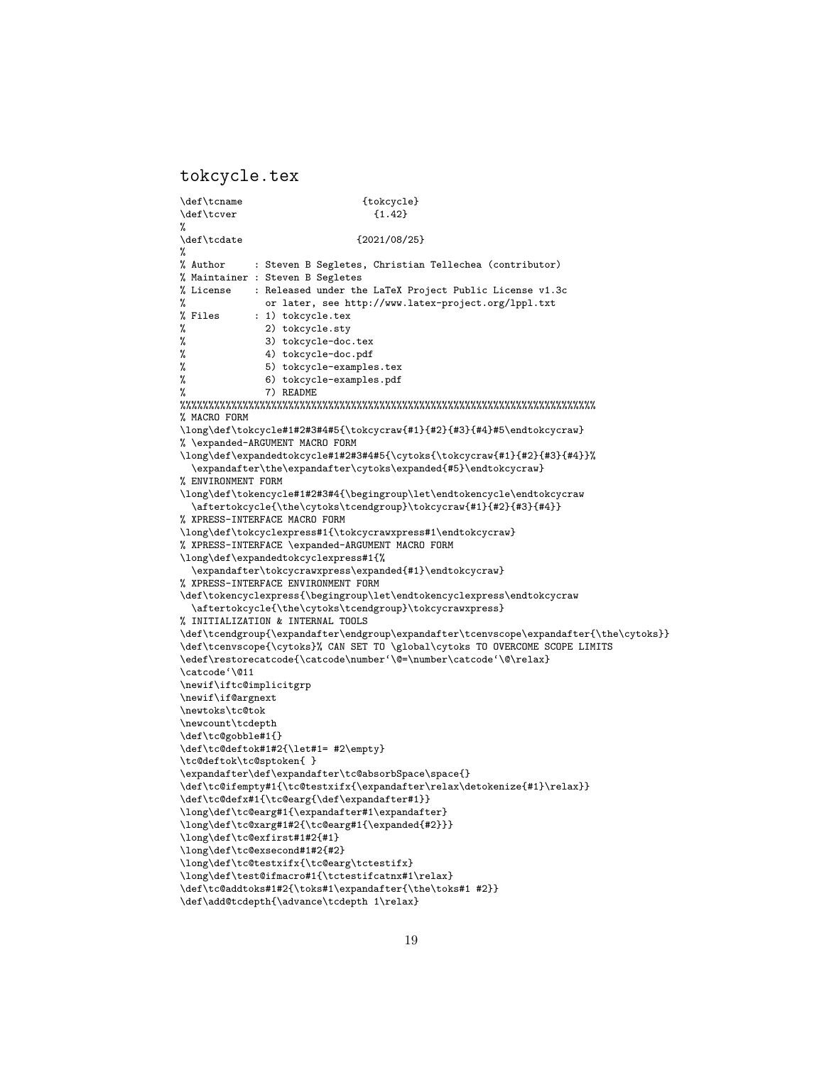## tokcycle.tex

```
\def\tcname                     {tokcycle}
\def\tcver                        {1.42}
%
\def\tcdate                     {2021/08/25}
%
% Author     : Steven B Segletes, Christian Tellechea (contributor)
% Maintainer : Steven B Segletes
% License    : Released under the LaTeX Project Public License v1.3c
%              or later, see http://www.latex-project.org/lppl.txt
% Files      : 1) tokcycle.tex
%              2) tokcycle.sty
%              3) tokcycle-doc.tex
%              4) tokcycle-doc.pdf
%              5) tokcycle-examples.tex
%              6) tokcycle-examples.pdf
%              7) README
%%%%%%%%%%%%%%%%%%%%%%%%%%%%%%%%%%%%%%%%%%%%%%%%%%%%%%%%%%%%%%%%%%%%%%%%%%
% MACRO FORM
\long\def\tokcycle#1#2#3#4#5{\tokcycraw{#1}{#2}{#3}{#4}#5\endtokcycraw}
% \expanded-ARGUMENT MACRO FORM
\long\def\expandedtokcycle#1#2#3#4#5{\cytoks{\tokcycraw{#1}{#2}{#3}{#4}}%
  \expandafter\the\expandafter\cytoks\expanded{#5}\endtokcycraw}
% ENVIRONMENT FORM
\long\def\tokencycle#1#2#3#4{\begingroup\let\endtokencycle\endtokcycraw
  \aftertokcycle{\the\cytoks\tcendgroup}\tokcycraw{#1}{#2}{#3}{#4}}
% XPRESS-INTERFACE MACRO FORM
\long\def\tokcyclexpress#1{\tokcycrawxpress#1\endtokcycraw}
% XPRESS-INTERFACE \expanded-ARGUMENT MACRO FORM
\long\def\expandedtokcyclexpress#1{%
  \expandafter\tokcycrawxpress\expanded{#1}\endtokcycraw}
% XPRESS-INTERFACE ENVIRONMENT FORM
\def\tokencyclexpress{\begingroup\let\endtokencyclexpress\endtokcycraw
  \aftertokcycle{\the\cytoks\tcendgroup}\tokcycrawxpress}
% INITIALIZATION & INTERNAL TOOLS
\def\tcendgroup{\expandafter\endgroup\expandafter\tcenvscope\expandafter{\the\cytoks}}
\def\tcenvscope{\cytoks}% CAN SET TO \global\cytoks TO OVERCOME SCOPE LIMITS
\edef\restorecatcode{\catcode\number`\@=\number\catcode`\@\relax}
\catcode`\@11
\newif\iftc@implicitgrp
\newif\if@argnext
\newtoks\tc@tok
\newcount\tcdepth
\def\tc@gobble#1{}
\def\tc@deftok#1#2{\let#1= #2\empty}
\tc@deftok\tc@sptoken{ }
\expandafter\def\expandafter\tc@absorbSpace\space{}
\def\tc@ifempty#1{\tc@testxifx{\expandafter\relax\detokenize{#1}\relax}}
\def\tc@defx#1{\tc@earg{\def\expandafter#1}}
\long\def\tc@earg#1{\expandafter#1\expandafter}
\long\def\tc@xarg#1#2{\tc@earg#1{\expanded{#2}}}
\long\def\tc@exfirst#1#2{#1}
\long\def\tc@exsecond#1#2{#2}
\long\def\tc@testxifx{\tc@earg\tctestifx}
\long\def\test@ifmacro#1{\tctestifcatnx#1\relax}
\def\tc@addtoks#1#2{\toks#1\expandafter{\the\toks#1 #2}}
\def\add@tcdepth{\advance\tcdepth 1\relax}
```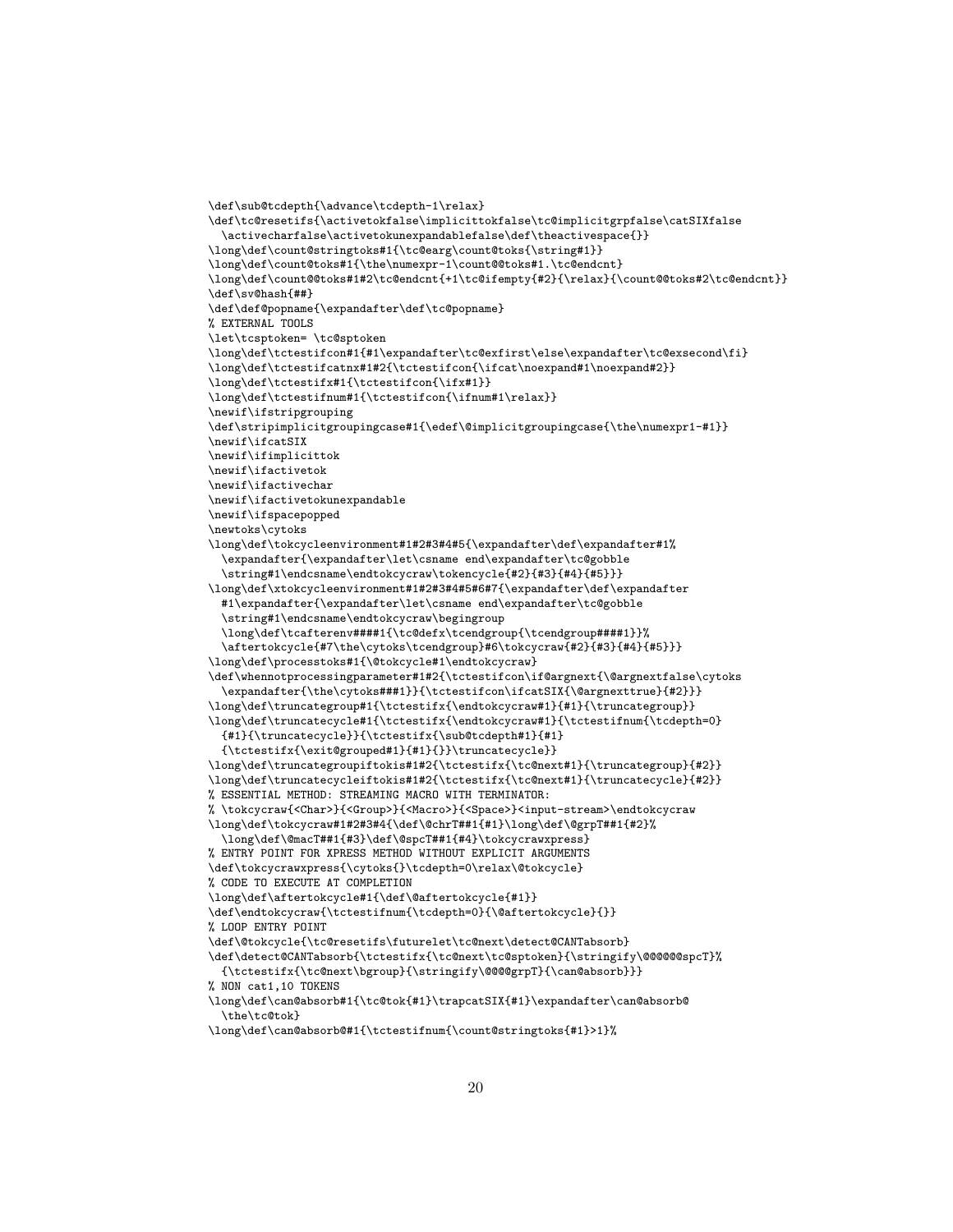```
\def\sub@tcdepth{\advance\tcdepth-1\relax}
\def\tc@resetifs{\activetokfalse\implicittokfalse\tc@implicitgrpfalse\catSIXfalse
  \activecharfalse\activetokunexpandablefalse\def\theactivespace{}}
\long\def\count@stringtoks#1{\tc@earg\count@toks{\string#1}}
\long\def\count@toks#1{\the\numexpr-1\count@@toks#1.\tc@endcnt}
\long\def\count@@toks#1#2\tc@endcnt{+1\tc@ifempty{#2}{\relax}{\count@@toks#2\tc@endcnt}}
\def\sv@hash{##}
\def\def@popname{\expandafter\def\tc@popname}
% EXTERNAL TOOLS
\let\tcsptoken= \tc@sptoken
\long\def\tctestifcon#1{#1\expandafter\tc@exfirst\else\expandafter\tc@exsecond\fi}
\long\def\tctestifcatnx#1#2{\tctestifcon{\ifcat\noexpand#1\noexpand#2}}
\long\def\tctestifx#1{\tctestifcon{\ifx#1}}
\long\def\tctestifnum#1{\tctestifcon{\ifnum#1\relax}}
\newif\ifstripgrouping
\def\stripimplicitgroupingcase#1{\edef\@implicitgroupingcase{\the\numexpr1-#1}}
\newif\ifcatSIX
\newif\ifimplicittok
\newif\ifactivetok
\newif\ifactivechar
\newif\ifactivetokunexpandable
\newif\ifspacepopped
\newtoks\cytoks
\long\def\tokcycleenvironment#1#2#3#4#5{\expandafter\def\expandafter#1%
  \expandafter{\expandafter\let\csname end\expandafter\tc@gobble
  \string#1\endcsname\endtokcycraw\tokencycle{#2}{#3}{#4}{#5}}}
\long\def\xtokcycleenvironment#1#2#3#4#5#6#7{\expandafter\def\expandafter
  #1\expandafter{\expandafter\let\csname end\expandafter\tc@gobble
  \string#1\endcsname\endtokcycraw\begingroup
  \long\def\tcafterenv####1{\tc@defx\tcendgroup{\tcendgroup####1}}%
  \aftertokcycle{#7\the\cytoks\tcendgroup}#6\tokcycraw{#2}{#3}{#4}{#5}}}
\long\def\processtoks#1{\@tokcycle#1\endtokcycraw}
\def\whennotprocessingparameter#1#2{\tctestifcon\if@argnext{\@argnextfalse\cytoks
  \expandafter{\the\cytoks###1}}{\tctestifcon\ifcatSIX{\@argnexttrue}{#2}}}
\long\def\truncategroup#1{\tctestifx{\endtokcycraw#1}{#1}{\truncategroup}}
\long\def\truncatecycle#1{\tctestifx{\endtokcycraw#1}{\tctestifnum{\tcdepth=0}
  {#1}{\truncatecycle}}{\tctestifx{\sub@tcdepth#1}{#1}
  {\tctestifx{\exit@grouped#1}{#1}{}}\truncatecycle}}
\long\def\truncategroupiftokis#1#2{\tctestifx{\tc@next#1}{\truncategroup}{#2}}
\long\def\truncatecycleiftokis#1#2{\tctestifx{\tc@next#1}{\truncatecycle}{#2}}
% ESSENTIAL METHOD: STREAMING MACRO WITH TERMINATOR:
% \tokcycraw{<Char>}{<Group>}{<Macro>}{<Space>}<input-stream>\endtokcycraw
\long\def\tokcycraw#1#2#3#4{\def\@chrT##1{#1}\long\def\@grpT##1{#2}%
  \long\def\@macT##1{#3}\def\@spcT##1{#4}\tokcycrawxpress}
% ENTRY POINT FOR XPRESS METHOD WITHOUT EXPLICIT ARGUMENTS
\def\tokcycrawxpress{\cytoks{}\tcdepth=0\relax\@tokcycle}
% CODE TO EXECUTE AT COMPLETION
\long\def\aftertokcycle#1{\def\@aftertokcycle{#1}}
\def\endtokcycraw{\tctestifnum{\tcdepth=0}{\@aftertokcycle}{}}
% LOOP ENTRY POINT
\def\@tokcycle{\tc@resetifs\futurelet\tc@next\detect@CANTabsorb}
\def\detect@CANTabsorb{\tctestifx{\tc@next\tc@sptoken}{\stringify\@@@@@@spcT}%
  {\tctestifx{\tc@next\bgroup}{\stringify\@@@@grpT}{\can@absorb}}}
% NON cat1,10 TOKENS
\long\def\can@absorb#1{\tc@tok{#1}\trapcatSIX{#1}\expandafter\can@absorb@
  \the\tc@tok}
\long\def\can@absorb@#1{\tctestifnum{\count@stringtoks{#1}>1}%
```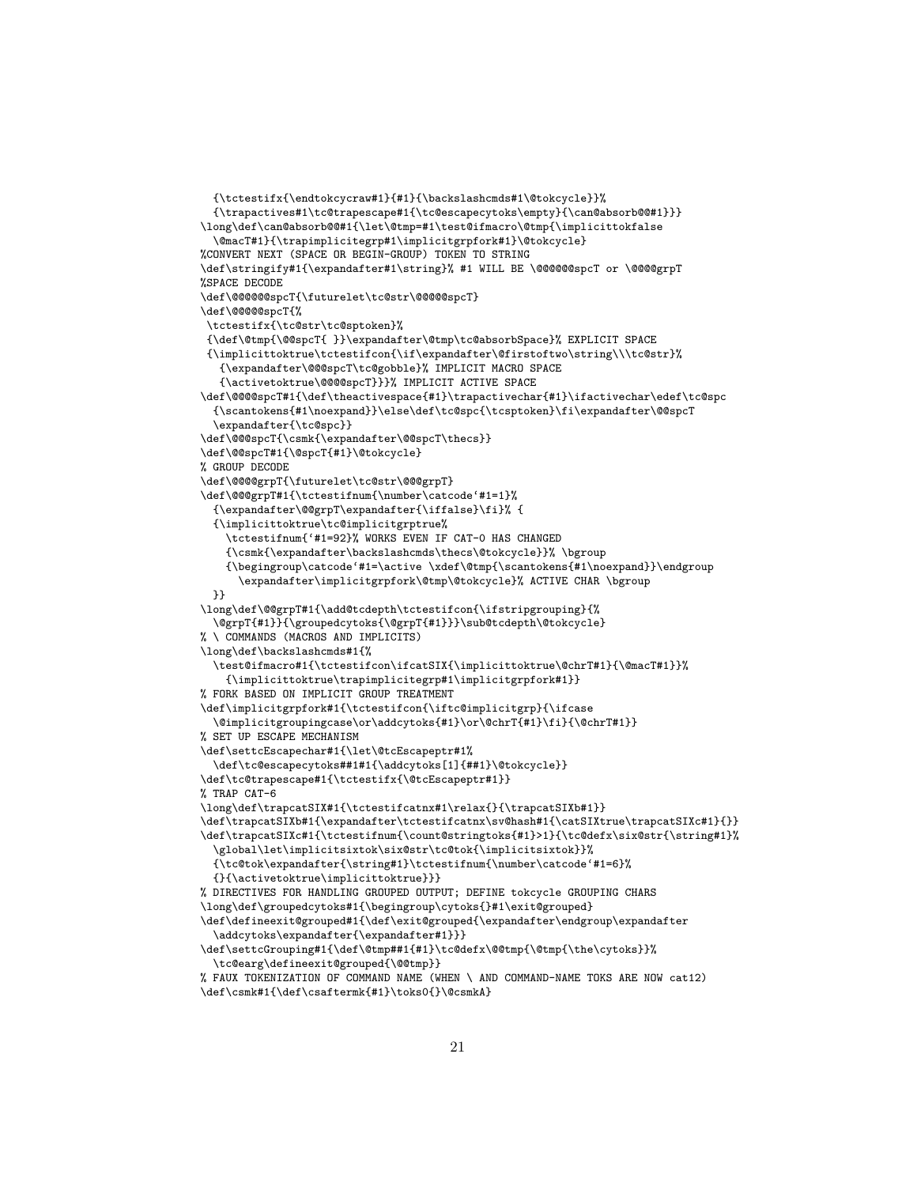```
  {\tctestifx{\endtokcycraw#1}{#1}{\backslashcmds#1\@tokcycle}}%
  {\trapactives#1\tc@trapescape#1{\tc@escapecytoks\empty}{\can@absorb@@#1}}}
\long\def\can@absorb@@#1{\let\@tmp=#1\test@ifmacro\@tmp{\implicittokfalse
  \@macT#1}{\trapimplicitegrp#1\implicitgrpfork#1}\@tokcycle}
%CONVERT NEXT (SPACE OR BEGIN-GROUP) TOKEN TO STRING
\def\stringify#1{\expandafter#1\string}% #1 WILL BE \@@@@@@spcT or \@@@@grpT
%SPACE DECODE
\def\@@@@@@spcT{\futurelet\tc@str\@@@@@spcT}
\def\@@@@@spcT{%
 \tctestifx{\tc@str\tc@sptoken}%
 {\def\@tmp{\@@spcT{ }}\expandafter\@tmp\tc@absorbSpace}% EXPLICIT SPACE
 {\implicittoktrue\tctestifcon{\if\expandafter\@firstoftwo\string\\\tc@str}%
   {\expandafter\@@@spcT\tc@gobble}% IMPLICIT MACRO SPACE
   {\activetoktrue\@@@@spcT}}}% IMPLICIT ACTIVE SPACE
\def\@@@@spcT#1{\def\theactivespace{#1}\trapactivechar{#1}\ifactivechar\edef\tc@spc
  {\scantokens{#1\noexpand}}\else\def\tc@spc{\tcsptoken}\fi\expandafter\@@spcT
  \expandafter{\tc@spc}}
\def\@@@spcT{\csmk{\expandafter\@@spcT\thecs}}
\def\@@spcT#1{\@spcT{#1}\@tokcycle}
% GROUP DECODE
\def\@@@@grpT{\futurelet\tc@str\@@@grpT}
\def\@@@grpT#1{\tctestifnum{\number\catcode`#1=1}%
  {\expandafter\@@grpT\expandafter{\iffalse}\fi}% {
  {\implicittoktrue\tc@implicitgrptrue%
    \tctestifnum{`#1=92}% WORKS EVEN IF CAT-0 HAS CHANGED
    {\csmk{\expandafter\backslashcmds\thecs\@tokcycle}}% \bgroup
    {\begingroup\catcode`#1=\active \xdef\@tmp{\scantokens{#1\noexpand}}\endgroup
      \expandafter\implicitgrpfork\@tmp\@tokcycle}% ACTIVE CHAR \bgroup
  }}
\long\def\@@grpT#1{\add@tcdepth\tctestifcon{\ifstripgrouping}{%
  \@grpT{#1}}{\groupedcytoks{\@grpT{#1}}}\sub@tcdepth\@tokcycle}
% \ COMMANDS (MACROS AND IMPLICITS)
\long\def\backslashcmds#1{%
  \test@ifmacro#1{\tctestifcon\ifcatSIX{\implicittoktrue\@chrT#1}{\@macT#1}}%
    {\implicittoktrue\trapimplicitegrp#1\implicitgrpfork#1}}
% FORK BASED ON IMPLICIT GROUP TREATMENT
\def\implicitgrpfork#1{\tctestifcon{\iftc@implicitgrp}{\ifcase
  \@implicitgroupingcase\or\addcytoks{#1}\or\@chrT{#1}\fi}{\@chrT#1}}
% SET UP ESCAPE MECHANISM
\def\settcEscapechar#1{\let\@tcEscapeptr#1%
  \def\tc@escapecytoks##1#1{\addcytoks[1]{##1}\@tokcycle}}
\def\tc@trapescape#1{\tctestifx{\@tcEscapeptr#1}}
% TRAP CAT-6
\long\def\trapcatSIX#1{\tctestifcatnx#1\relax{}{\trapcatSIXb#1}}
\def\trapcatSIXb#1{\expandafter\tctestifcatnx\sv@hash#1{\catSIXtrue\trapcatSIXc#1}{}}
\def\trapcatSIXc#1{\tctestifnum{\count@stringtoks{#1}>1}{\tc@defx\six@str{\string#1}%
  \global\let\implicitsixtok\six@str\tc@tok{\implicitsixtok}}%
  {\tc@tok\expandafter{\string#1}\tctestifnum{\number\catcode`#1=6}%
  {}{\activetoktrue\implicittoktrue}}}
% DIRECTIVES FOR HANDLING GROUPED OUTPUT; DEFINE tokcycle GROUPING CHARS
\long\def\groupedcytoks#1{\begingroup\cytoks{}#1\exit@grouped}
\def\defineexit@grouped#1{\def\exit@grouped{\expandafter\endgroup\expandafter
  \addcytoks\expandafter{\expandafter#1}}}
\def\settcGrouping#1{\def\@tmp##1{#1}\tc@defx\@@tmp{\@tmp{\the\cytoks}}%
  \tc@earg\defineexit@grouped{\@@tmp}}
% FAUX TOKENIZATION OF COMMAND NAME (WHEN \ AND COMMAND-NAME TOKS ARE NOW cat12)
\def\csmk#1{\def\csaftermk{#1}\toks0{}\@csmkA}
```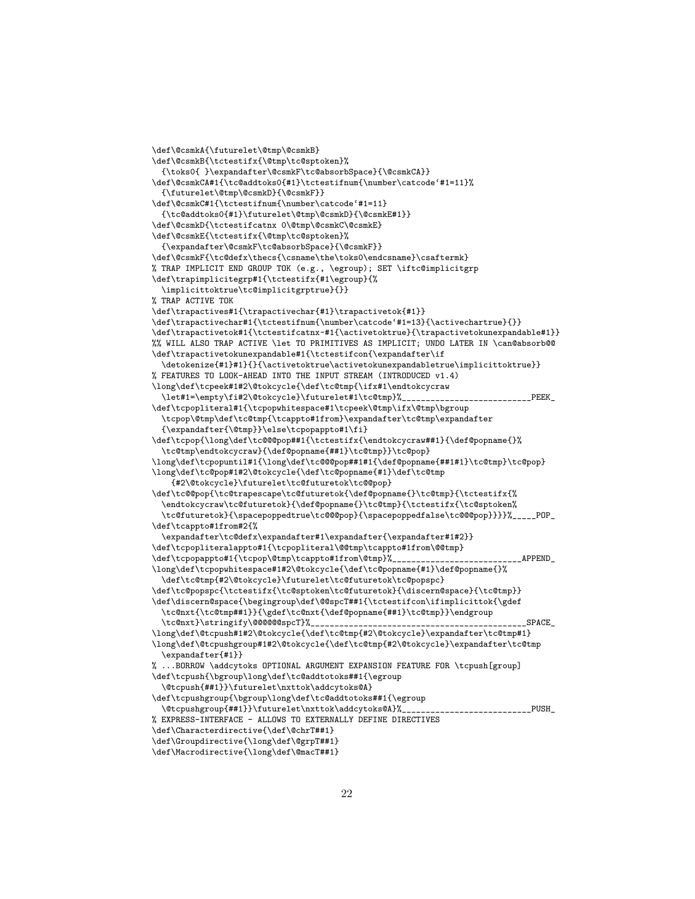```
\def\@csmkA{\futurelet\@tmp\@csmkB}
\def\@csmkB{\tctestifx{\@tmp\tc@sptoken}%
  {\toks0{ }\expandafter\@csmkF\tc@absorbSpace}{\@csmkCA}}
\def\@csmkCA#1{\tc@addtoks0{#1}\tctestifnum{\number\catcode`#1=11}%
  {\futurelet\@tmp\@csmkD}{\@csmkF}}
\def\@csmkC#1{\tctestifnum{\number\catcode`#1=11}
  {\tc@addtoks0{#1}\futurelet\@tmp\@csmkD}{\@csmkE#1}}
\def\@csmkD{\tctestifcatnx 0\@tmp\@csmkC\@csmkE}
\def\@csmkE{\tctestifx{\@tmp\tc@sptoken}%
  {\expandafter\@csmkF\tc@absorbSpace}{\@csmkF}}
\def\@csmkF{\tc@defx\thecs{\csname\the\toks0\endcsname}\csaftermk}
% TRAP IMPLICIT END GROUP TOK (e.g., \egroup); SET \iftc@implicitgrp
\def\trapimplicitegrp#1{\tctestifx{#1\egroup}{%
  \implicittoktrue\tc@implicitgrptrue}{}}
% TRAP ACTIVE TOK
\def\trapactives#1{\trapactivechar{#1}\trapactivetok{#1}}
\def\trapactivechar#1{\tctestifnum{\number\catcode`#1=13}{\activechartrue}{}}
\def\trapactivetok#1{\tctestifcatnx~#1{\activetoktrue}{\trapactivetokunexpandable#1}}
%% WILL ALSO TRAP ACTIVE \let TO PRIMITIVES AS IMPLICIT; UNDO LATER IN \can@absorb@@
\def\trapactivetokunexpandable#1{\tctestifcon{\expandafter\if
  \detokenize{#1}#1}{}{\activetoktrue\activetokunexpandabletrue\implicittoktrue}}
% FEATURES TO LOOK-AHEAD INTO THE INPUT STREAM (INTRODUCED v1.4)
\long\def\tcpeek#1#2\@tokcycle{\def\tc@tmp{\ifx#1\endtokcycraw
  \let#1=\empty\fi#2\@tokcycle}\futurelet#1\tc@tmp}%___________________________PEEK_
\def\tcpopliteral#1{\tcpopwhitespace#1\tcpeek\@tmp\ifx\@tmp\bgroup
  \tcpop\@tmp\def\tc@tmp{\tcappto#1from}\expandafter\tc@tmp\expandafter
  {\expandafter{\@tmp}}\else\tcpopappto#1\fi}
\def\tcpop{\long\def\tc@@@pop##1{\tctestifx{\endtokcycraw##1}{\def@popname{}%
  \tc@tmp\endtokcycraw}{\def@popname{##1}\tc@tmp}}\tc@pop}
\long\def\tcpopuntil#1{\long\def\tc@@@pop##1#1{\def@popname{##1#1}\tc@tmp}\tc@pop}
\long\def\tc@pop#1#2\@tokcycle{\def\tc@popname{#1}\def\tc@tmp
    {#2\@tokcycle}\futurelet\tc@futuretok\tc@@pop}
\def\tc@@pop{\tc@trapescape\tc@futuretok{\def@popname{}\tc@tmp}{\tctestifx{%
  \endtokcycraw\tc@futuretok}{\def@popname{}\tc@tmp}{\tctestifx{\tc@sptoken%
  \tc@futuretok}{\spacepoppedtrue\tc@@@pop}{\spacepoppedfalse\tc@@@pop}}}}%_____POP_
\def\tcappto#1from#2{%
  \expandafter\tc@defx\expandafter#1\expandafter{\expandafter#1#2}}
\def\tcpopliteralappto#1{\tcpopliteral\@@tmp\tcappto#1from\@@tmp}
\def\tcpopappto#1{\tcpop\@tmp\tcappto#1from\@tmp}%___________________________APPEND_
\long\def\tcpopwhitespace#1#2\@tokcycle{\def\tc@popname{#1}\def@popname{}%
  \def\tc@tmp{#2\@tokcycle}\futurelet\tc@futuretok\tc@popspc}
\def\tc@popspc{\tctestifx{\tc@sptoken\tc@futuretok}{\discern@space}{\tc@tmp}}
\def\discern@space{\begingroup\def\@@spcT##1{\tctestifcon\ifimplicittok{\gdef
  \tc@nxt{\tc@tmp##1}}{\gdef\tc@nxt{\def@popname{##1}\tc@tmp}}\endgroup
  \tc@nxt}\stringify\@@@@@@spcT}%__________________________________________SPACE_
\long\def\@tcpush#1#2\@tokcycle{\def\tc@tmp{#2\@tokcycle}\expandafter\tc@tmp#1}
\long\def\@tcpushgroup#1#2\@tokcycle{\def\tc@tmp{#2\@tokcycle}\expandafter\tc@tmp
  \expandafter{#1}}
% ...BORROW \addcytoks OPTIONAL ARGUMENT EXPANSION FEATURE FOR \tcpush[group]
\def\tcpush{\bgroup\long\def\tc@addtotoks##1{\egroup
  \@tcpush{##1}}\futurelet\nxttok\addcytoks@A}
\def\tcpushgroup{\bgroup\long\def\tc@addtotoks##1{\egroup
  \@tcpushgroup{##1}}\futurelet\nxttok\addcytoks@A}%__________________________PUSH_
% EXPRESS-INTERFACE - ALLOWS TO EXTERNALLY DEFINE DIRECTIVES
\def\Characterdirective{\def\@chrT##1}
\def\Groupdirective{\long\def\@grpT##1}
\def\Macrodirective{\long\def\@macT##1}
```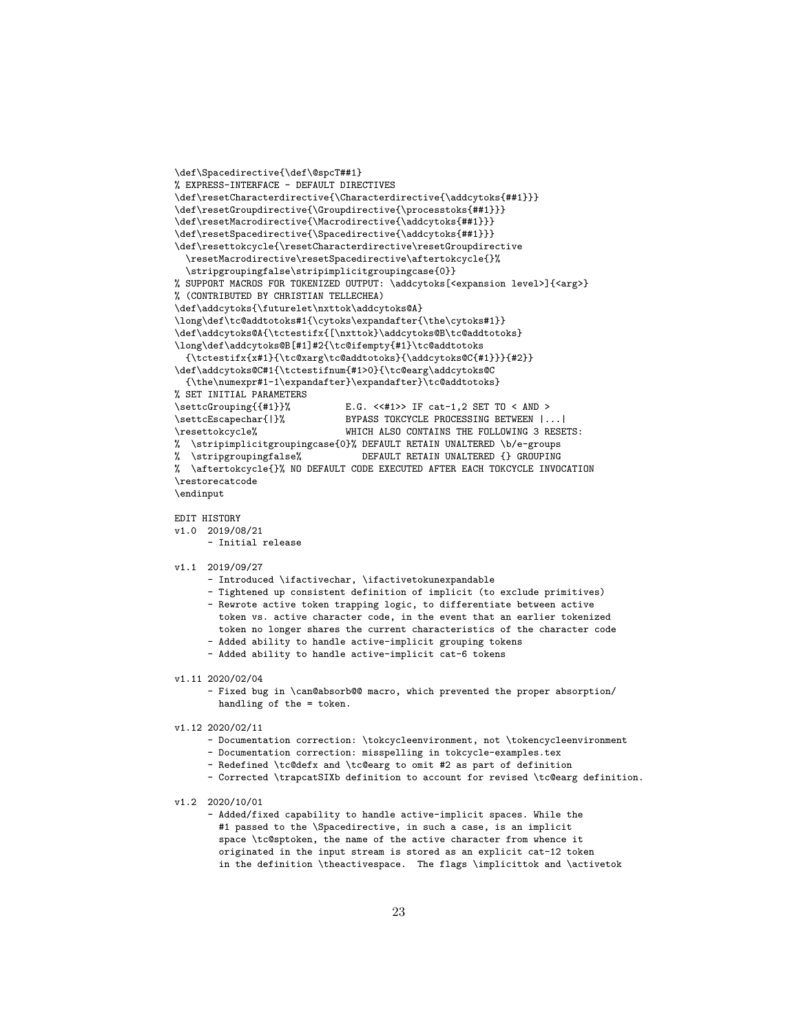```
\def\Spacedirective{\def\@spcT##1}
% EXPRESS-INTERFACE - DEFAULT DIRECTIVES
\def\resetCharacterdirective{\Characterdirective{\addcytoks{##1}}}
\def\resetGroupdirective{\Groupdirective{\processtoks{##1}}}
\def\resetMacrodirective{\Macrodirective{\addcytoks{##1}}}
\def\resetSpacedirective{\Spacedirective{\addcytoks{##1}}}
\def\resettokcycle{\resetCharacterdirective\resetGroupdirective
  \resetMacrodirective\resetSpacedirective\aftertokcycle{}%
  \stripgroupingfalse\stripimplicitgroupingcase{0}}
% SUPPORT MACROS FOR TOKENIZED OUTPUT: \addcytoks[<expansion level>]{<arg>}
% (CONTRIBUTED BY CHRISTIAN TELLECHEA)
\def\addcytoks{\futurelet\nxttok\addcytoks@A}
\long\def\tc@addtotoks#1{\cytoks\expandafter{\the\cytoks#1}}
\def\addcytoks@A{\tctestifx{[\nxttok}\addcytoks@B\tc@addtotoks}
\long\def\addcytoks@B[#1]#2{\tc@ifempty{#1}\tc@addtotoks
  {\tctestifx{x#1}{\tc@xarg\tc@addtotoks}{\addcytoks@C{#1}}}{#2}}
\def\addcytoks@C#1{\tctestifnum{#1>0}{\tc@earg\addcytoks@C
  {\the\numexpr#1-1\expandafter}\expandafter}\tc@addtotoks}
% SET INITIAL PARAMETERS
\settcGrouping{{#1}}%          E.G. <<#1>> IF cat-1,2 SET TO < AND >
\settcEscapechar{|}%           BYPASS TOKCYCLE PROCESSING BETWEEN |...|
\resettokcycle%                WHICH ALSO CONTAINS THE FOLLOWING 3 RESETS:
% \stripimplicitgroupingcase{0}% DEFAULT RETAIN UNALTERED \b/e-groups
% \stripgroupingfalse%            DEFAULT RETAIN UNALTERED {} GROUPING
% \aftertokcycle{}% NO DEFAULT CODE EXECUTED AFTER EACH TOKCYCLE INVOCATION
\restorecatcode
\endinput

EDIT HISTORY
v1.0  2019/08/21
      - Initial release

v1.1  2019/09/27
      - Introduced \ifactivechar, \ifactivetokunexpandable
      - Tightened up consistent definition of implicit (to exclude primitives)
      - Rewrote active token trapping logic, to differentiate between active
        token vs. active character code, in the event that an earlier tokenized
        token no longer shares the current characteristics of the character code
      - Added ability to handle active-implicit grouping tokens
      - Added ability to handle active-implicit cat-6 tokens

v1.11 2020/02/04
      - Fixed bug in \can@absorb@@ macro, which prevented the proper absorption/
        handling of the = token.

v1.12 2020/02/11
      - Documentation correction: \tokcycleenvironment, not \tokencycleenvironment
      - Documentation correction: misspelling in tokcycle-examples.tex
      - Redefined \tc@defx and \tc@earg to omit #2 as part of definition
      - Corrected \trapcatSIXb definition to account for revised \tc@earg definition.

v1.2  2020/10/01
      - Added/fixed capability to handle active-implicit spaces. While the
        #1 passed to the \Spacedirective, in such a case, is an implicit
        space \tc@sptoken, the name of the active character from whence it
        originated in the input stream is stored as an explicit cat-12 token
        in the definition \theactivespace.  The flags \implicittok and \activetok
```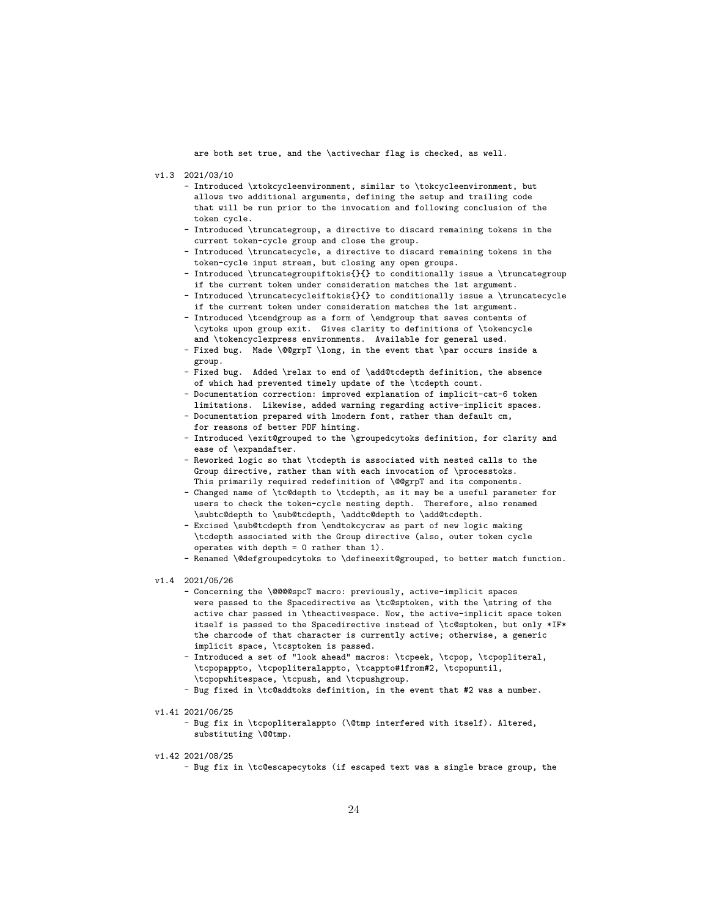```
are both set true, and the \activechar flag is checked, as well.

v1.3  2021/03/10
      - Introduced \xtokcycleenvironment, similar to \tokcycleenvironment, but
        allows two additional arguments, defining the setup and trailing code
        that will be run prior to the invocation and following conclusion of the
        token cycle.
      - Introduced \truncategroup, a directive to discard remaining tokens in the
        current token-cycle group and close the group.
      - Introduced \truncatecycle, a directive to discard remaining tokens in the
        token-cycle input stream, but closing any open groups.
      - Introduced \truncategroupiftokis{}{} to conditionally issue a \truncategroup
        if the current token under consideration matches the 1st argument.
      - Introduced \truncatecycleiftokis{}{} to conditionally issue a \truncatecycle
        if the current token under consideration matches the 1st argument.
      - Introduced \tcendgroup as a form of \endgroup that saves contents of
        \cytoks upon group exit.  Gives clarity to definitions of \tokencycle
        and \tokencyclexpress environments.  Available for general used.
      - Fixed bug.  Made \@@grpT \long, in the event that \par occurs inside a
        group.
      - Fixed bug.  Added \relax to end of \add@tcdepth definition, the absence
        of which had prevented timely update of the \tcdepth count.
      - Documentation correction: improved explanation of implicit-cat-6 token
        limitations.  Likewise, added warning regarding active-implicit spaces.
      - Documentation prepared with lmodern font, rather than default cm,
        for reasons of better PDF hinting.
      - Introduced \exit@grouped to the \groupedcytoks definition, for clarity and
        ease of \expandafter.
      - Reworked logic so that \tcdepth is associated with nested calls to the
        Group directive, rather than with each invocation of \processtoks.
        This primarily required redefinition of \@@grpT and its components.
      - Changed name of \tc@depth to \tcdepth, as it may be a useful parameter for
        users to check the token-cycle nesting depth.  Therefore, also renamed
        \subtc@depth to \sub@tcdepth, \addtc@depth to \add@tcdepth.
      - Excised \sub@tcdepth from \endtokcycraw as part of new logic making
        \tcdepth associated with the Group directive (also, outer token cycle
        operates with depth = 0 rather than 1).
      - Renamed \@defgroupedcytoks to \defineexit@grouped, to better match function.

v1.4  2021/05/26
      - Concerning the \@@@@spcT macro: previously, active-implicit spaces
        were passed to the Spacedirective as \tc@sptoken, with the \string of the
        active char passed in \theactivespace. Now, the active-implicit space token
        itself is passed to the Spacedirective instead of \tc@sptoken, but only *IF*
        the charcode of that character is currently active; otherwise, a generic
        implicit space, \tcsptoken is passed.
      - Introduced a set of "look ahead" macros: \tcpeek, \tcpop, \tcpopliteral,
        \tcpopappto, \tcpopliteralappto, \tcappto#1from#2, \tcpopuntil,
        \tcpopwhitespace, \tcpush, and \tcpushgroup.
      - Bug fixed in \tc@addtoks definition, in the event that #2 was a number.

v1.41 2021/06/25
      - Bug fix in \tcpopliteralappto (\@tmp interfered with itself). Altered,
        substituting \@@tmp.

v1.42 2021/08/25
      - Bug fix in \tc@escapecytoks (if escaped text was a single brace group, the
```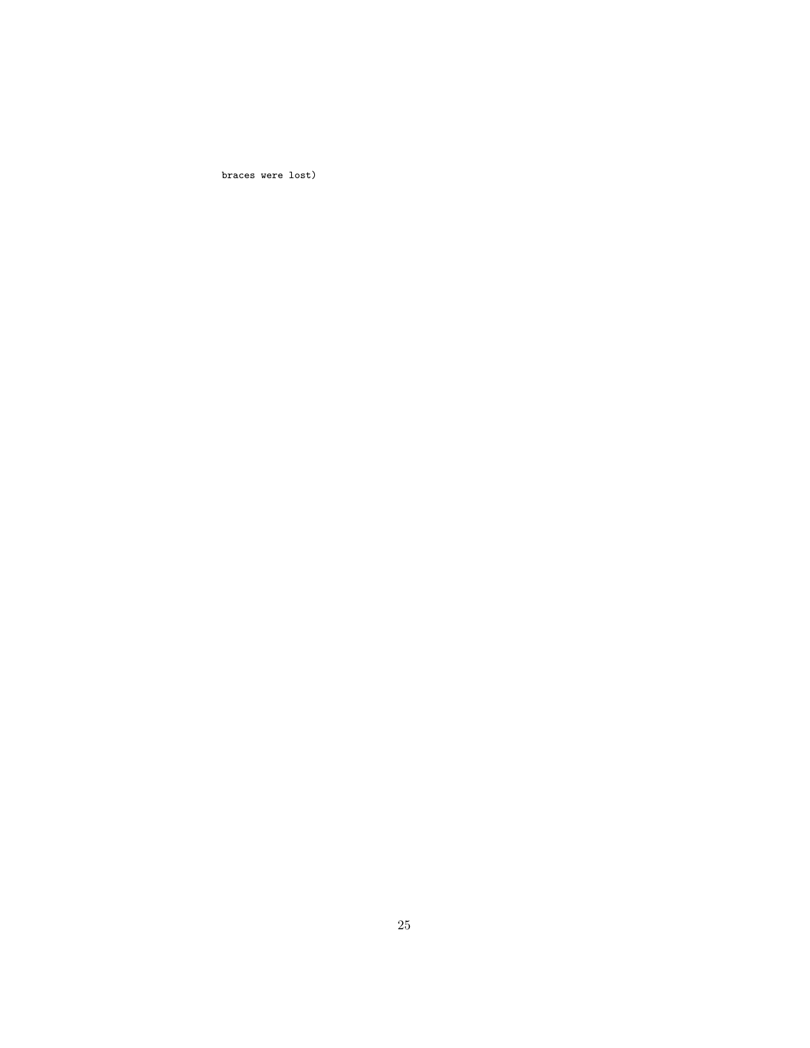```
braces were lost)
```